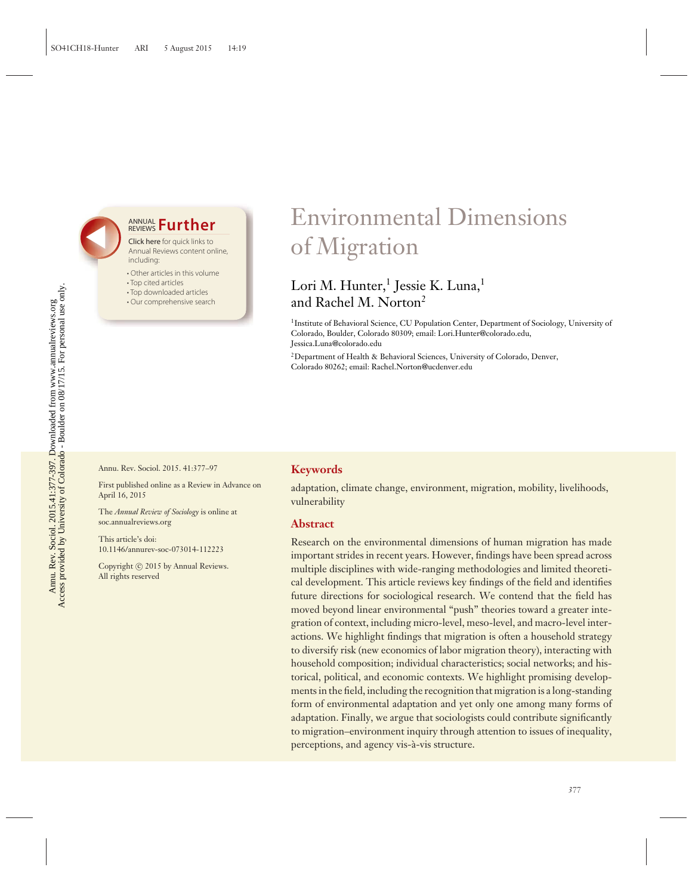# Environmental Dimensions of Migration

Lori M. Hunter,[1] Jessie K. Luna,[1] and Rachel M. Norton[2]

[1]Institute of Behavioral Science, CU Population Center, Department of Sociology, University of Colorado, Boulder, Colorado 80309; email: Lori.Hunter@colorado.edu, Jessica.Luna@colorado.edu

[2]Department of Health & Behavioral Sciences, University of Colorado, Denver, Colorado 80262; email: Rachel.Norton@ucdenver.edu

Annu. Rev. Sociol. 2015. 41:377–97

First published online as a Review in Advance on April 16, 2015

The *Annual Review of Sociology* is online at soc.annualreviews.org

This article's doi: 10.1146/annurev-soc-073014-112223

Copyright © 2015 by Annual Reviews. All rights reserved

## Keywords

adaptation, climate change, environment, migration, mobility, livelihoods, vulnerability

## Abstract

Research on the environmental dimensions of human migration has made important strides in recent years. However, findings have been spread across multiple disciplines with wide-ranging methodologies and limited theoretical development. This article reviews key findings of the field and identifies future directions for sociological research. We contend that the field has moved beyond linear environmental "push" theories toward a greater integration of context, including micro-level, meso-level, and macro-level interactions. We highlight findings that migration is often a household strategy to diversify risk (new economics of labor migration theory), interacting with household composition; individual characteristics; social networks; and historical, political, and economic contexts. We highlight promising developments in the field, including the recognition that migration is a long-standing form of environmental adaptation and yet only one among many forms of adaptation. Finally, we argue that sociologists could contribute significantly to migration–environment inquiry through attention to issues of inequality, perceptions, and agency vis-à-vis structure.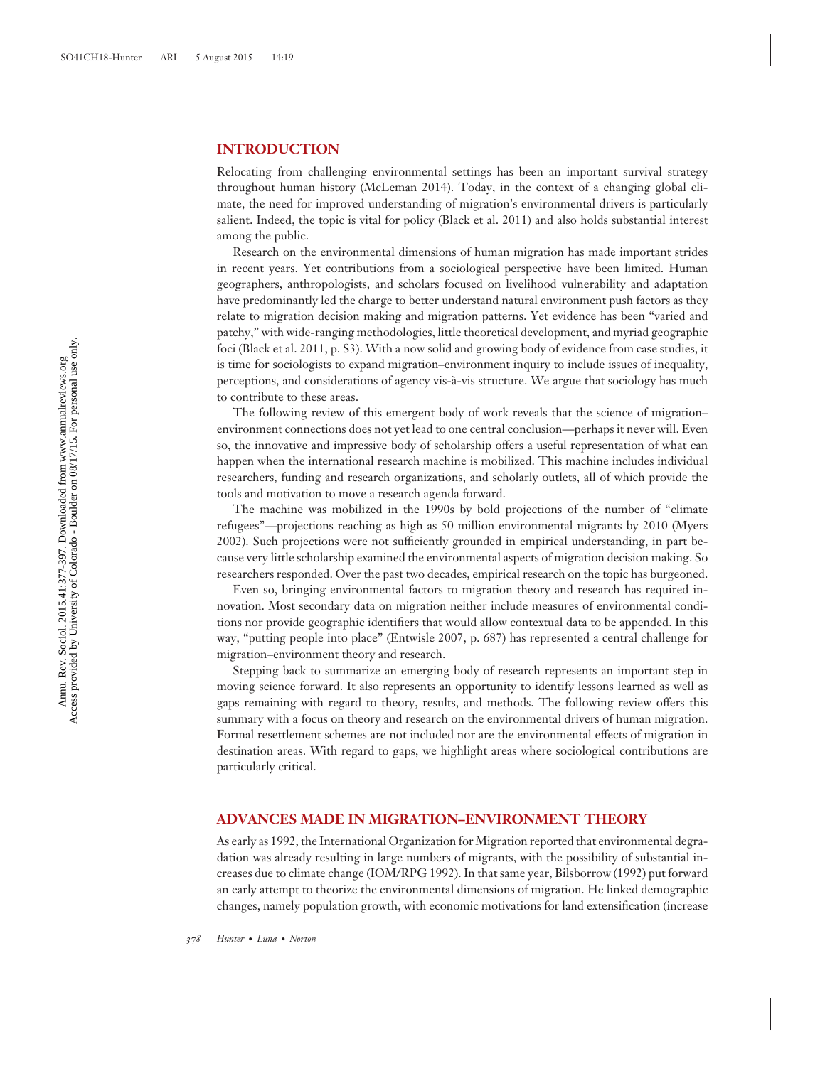## INTRODUCTION

Relocating from challenging environmental settings has been an important survival strategy throughout human history (McLeman 2014). Today, in the context of a changing global climate, the need for improved understanding of migration's environmental drivers is particularly salient. Indeed, the topic is vital for policy (Black et al. 2011) and also holds substantial interest among the public.

Research on the environmental dimensions of human migration has made important strides in recent years. Yet contributions from a sociological perspective have been limited. Human geographers, anthropologists, and scholars focused on livelihood vulnerability and adaptation have predominantly led the charge to better understand natural environment push factors as they relate to migration decision making and migration patterns. Yet evidence has been "varied and patchy," with wide-ranging methodologies, little theoretical development, and myriad geographic foci (Black et al. 2011, p. S3). With a now solid and growing body of evidence from case studies, it is time for sociologists to expand migration–environment inquiry to include issues of inequality, perceptions, and considerations of agency vis-à-vis structure. We argue that sociology has much to contribute to these areas.

The following review of this emergent body of work reveals that the science of migration–environment connections does not yet lead to one central conclusion—perhaps it never will. Even so, the innovative and impressive body of scholarship offers a useful representation of what can happen when the international research machine is mobilized. This machine includes individual researchers, funding and research organizations, and scholarly outlets, all of which provide the tools and motivation to move a research agenda forward.

The machine was mobilized in the 1990s by bold projections of the number of "climate refugees"—projections reaching as high as 50 million environmental migrants by 2010 (Myers 2002). Such projections were not sufficiently grounded in empirical understanding, in part because very little scholarship examined the environmental aspects of migration decision making. So researchers responded. Over the past two decades, empirical research on the topic has burgeoned.

Even so, bringing environmental factors to migration theory and research has required innovation. Most secondary data on migration neither include measures of environmental conditions nor provide geographic identifiers that would allow contextual data to be appended. In this way, "putting people into place" (Entwisle 2007, p. 687) has represented a central challenge for migration–environment theory and research.

Stepping back to summarize an emerging body of research represents an important step in moving science forward. It also represents an opportunity to identify lessons learned as well as gaps remaining with regard to theory, results, and methods. The following review offers this summary with a focus on theory and research on the environmental drivers of human migration. Formal resettlement schemes are not included nor are the environmental effects of migration in destination areas. With regard to gaps, we highlight areas where sociological contributions are particularly critical.

## ADVANCES MADE IN MIGRATION–ENVIRONMENT THEORY

As early as 1992, the International Organization for Migration reported that environmental degradation was already resulting in large numbers of migrants, with the possibility of substantial increases due to climate change (IOM/RPG 1992). In that same year, Bilsborrow (1992) put forward an early attempt to theorize the environmental dimensions of migration. He linked demographic changes, namely population growth, with economic motivations for land extensification (increase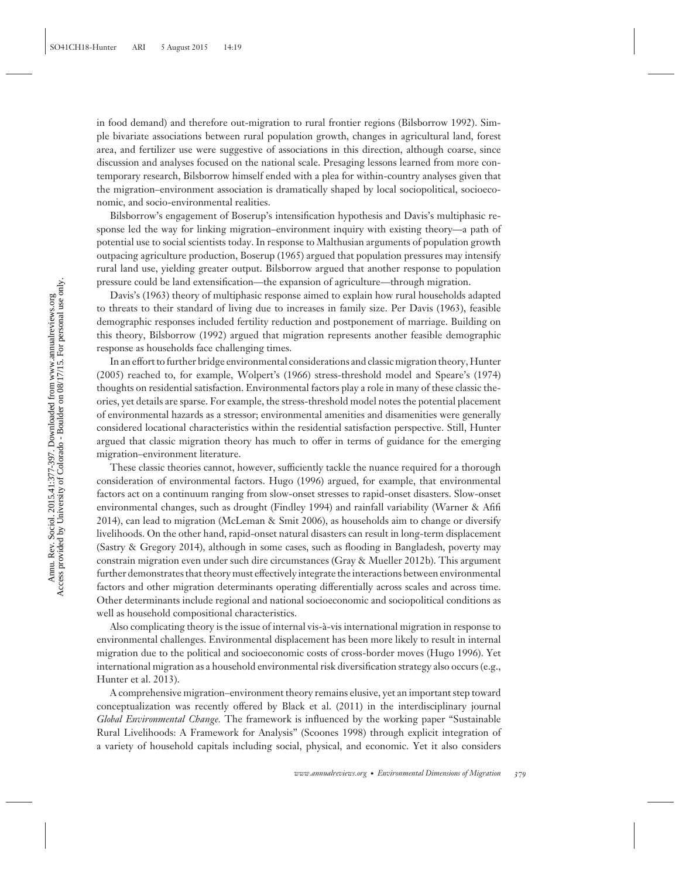in food demand) and therefore out-migration to rural frontier regions (Bilsborrow 1992). Simple bivariate associations between rural population growth, changes in agricultural land, forest area, and fertilizer use were suggestive of associations in this direction, although coarse, since discussion and analyses focused on the national scale. Presaging lessons learned from more contemporary research, Bilsborrow himself ended with a plea for within-country analyses given that the migration–environment association is dramatically shaped by local sociopolitical, socioeconomic, and socio-environmental realities.

Bilsborrow's engagement of Boserup's intensification hypothesis and Davis's multiphasic response led the way for linking migration–environment inquiry with existing theory—a path of potential use to social scientists today. In response to Malthusian arguments of population growth outpacing agriculture production, Boserup (1965) argued that population pressures may intensify rural land use, yielding greater output. Bilsborrow argued that another response to population pressure could be land extensification—the expansion of agriculture—through migration.

Davis's (1963) theory of multiphasic response aimed to explain how rural households adapted to threats to their standard of living due to increases in family size. Per Davis (1963), feasible demographic responses included fertility reduction and postponement of marriage. Building on this theory, Bilsborrow (1992) argued that migration represents another feasible demographic response as households face challenging times.

In an effort to further bridge environmental considerations and classic migration theory, Hunter (2005) reached to, for example, Wolpert's (1966) stress-threshold model and Speare's (1974) thoughts on residential satisfaction. Environmental factors play a role in many of these classic theories, yet details are sparse. For example, the stress-threshold model notes the potential placement of environmental hazards as a stressor; environmental amenities and disamenities were generally considered locational characteristics within the residential satisfaction perspective. Still, Hunter argued that classic migration theory has much to offer in terms of guidance for the emerging migration–environment literature.

These classic theories cannot, however, sufficiently tackle the nuance required for a thorough consideration of environmental factors. Hugo (1996) argued, for example, that environmental factors act on a continuum ranging from slow-onset stresses to rapid-onset disasters. Slow-onset environmental changes, such as drought (Findley 1994) and rainfall variability (Warner & Afifi 2014), can lead to migration (McLeman & Smit 2006), as households aim to change or diversify livelihoods. On the other hand, rapid-onset natural disasters can result in long-term displacement (Sastry & Gregory 2014), although in some cases, such as flooding in Bangladesh, poverty may constrain migration even under such dire circumstances (Gray & Mueller 2012b). This argument further demonstrates that theory must effectively integrate the interactions between environmental factors and other migration determinants operating differentially across scales and across time. Other determinants include regional and national socioeconomic and sociopolitical conditions as well as household compositional characteristics.

Also complicating theory is the issue of internal vis-à-vis international migration in response to environmental challenges. Environmental displacement has been more likely to result in internal migration due to the political and socioeconomic costs of cross-border moves (Hugo 1996). Yet international migration as a household environmental risk diversification strategy also occurs (e.g., Hunter et al. 2013).

A comprehensive migration–environment theory remains elusive, yet an important step toward conceptualization was recently offered by Black et al. (2011) in the interdisciplinary journal *Global Environmental Change.* The framework is influenced by the working paper "Sustainable Rural Livelihoods: A Framework for Analysis" (Scoones 1998) through explicit integration of a variety of household capitals including social, physical, and economic. Yet it also considers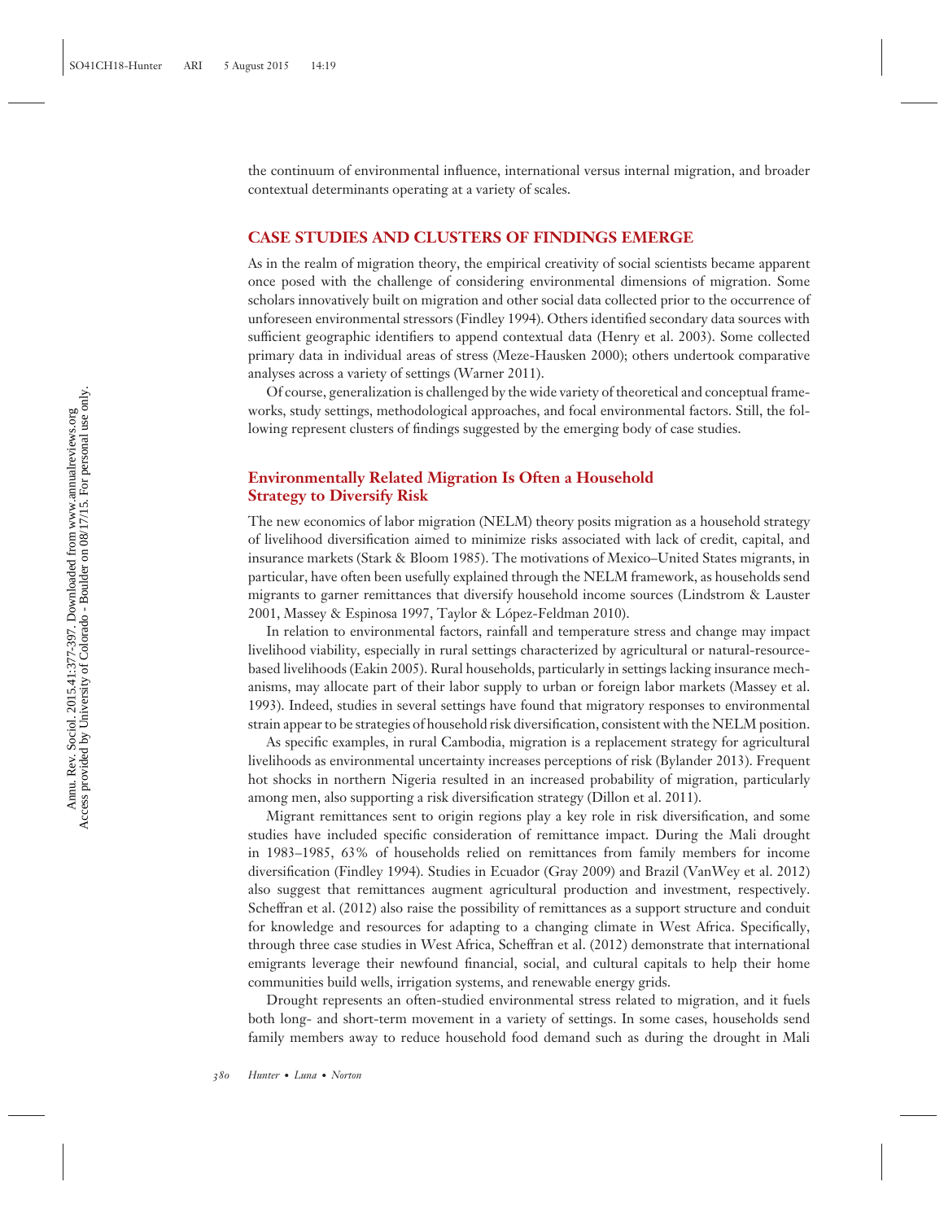the continuum of environmental influence, international versus internal migration, and broader contextual determinants operating at a variety of scales.

## CASE STUDIES AND CLUSTERS OF FINDINGS EMERGE

As in the realm of migration theory, the empirical creativity of social scientists became apparent once posed with the challenge of considering environmental dimensions of migration. Some scholars innovatively built on migration and other social data collected prior to the occurrence of unforeseen environmental stressors (Findley 1994). Others identified secondary data sources with sufficient geographic identifiers to append contextual data (Henry et al. 2003). Some collected primary data in individual areas of stress (Meze-Hausken 2000); others undertook comparative analyses across a variety of settings (Warner 2011).

Of course, generalization is challenged by the wide variety of theoretical and conceptual frameworks, study settings, methodological approaches, and focal environmental factors. Still, the following represent clusters of findings suggested by the emerging body of case studies.

### Environmentally Related Migration Is Often a Household Strategy to Diversify Risk

The new economics of labor migration (NELM) theory posits migration as a household strategy of livelihood diversification aimed to minimize risks associated with lack of credit, capital, and insurance markets (Stark & Bloom 1985). The motivations of Mexico–United States migrants, in particular, have often been usefully explained through the NELM framework, as households send migrants to garner remittances that diversify household income sources (Lindstrom & Lauster 2001, Massey & Espinosa 1997, Taylor & López-Feldman 2010).

In relation to environmental factors, rainfall and temperature stress and change may impact livelihood viability, especially in rural settings characterized by agricultural or natural-resource-based livelihoods (Eakin 2005). Rural households, particularly in settings lacking insurance mechanisms, may allocate part of their labor supply to urban or foreign labor markets (Massey et al. 1993). Indeed, studies in several settings have found that migratory responses to environmental strain appear to be strategies of household risk diversification, consistent with the NELM position.

As specific examples, in rural Cambodia, migration is a replacement strategy for agricultural livelihoods as environmental uncertainty increases perceptions of risk (Bylander 2013). Frequent hot shocks in northern Nigeria resulted in an increased probability of migration, particularly among men, also supporting a risk diversification strategy (Dillon et al. 2011).

Migrant remittances sent to origin regions play a key role in risk diversification, and some studies have included specific consideration of remittance impact. During the Mali drought in 1983–1985, 63% of households relied on remittances from family members for income diversification (Findley 1994). Studies in Ecuador (Gray 2009) and Brazil (VanWey et al. 2012) also suggest that remittances augment agricultural production and investment, respectively. Scheffran et al. (2012) also raise the possibility of remittances as a support structure and conduit for knowledge and resources for adapting to a changing climate in West Africa. Specifically, through three case studies in West Africa, Scheffran et al. (2012) demonstrate that international emigrants leverage their newfound financial, social, and cultural capitals to help their home communities build wells, irrigation systems, and renewable energy grids.

Drought represents an often-studied environmental stress related to migration, and it fuels both long- and short-term movement in a variety of settings. In some cases, households send family members away to reduce household food demand such as during the drought in Mali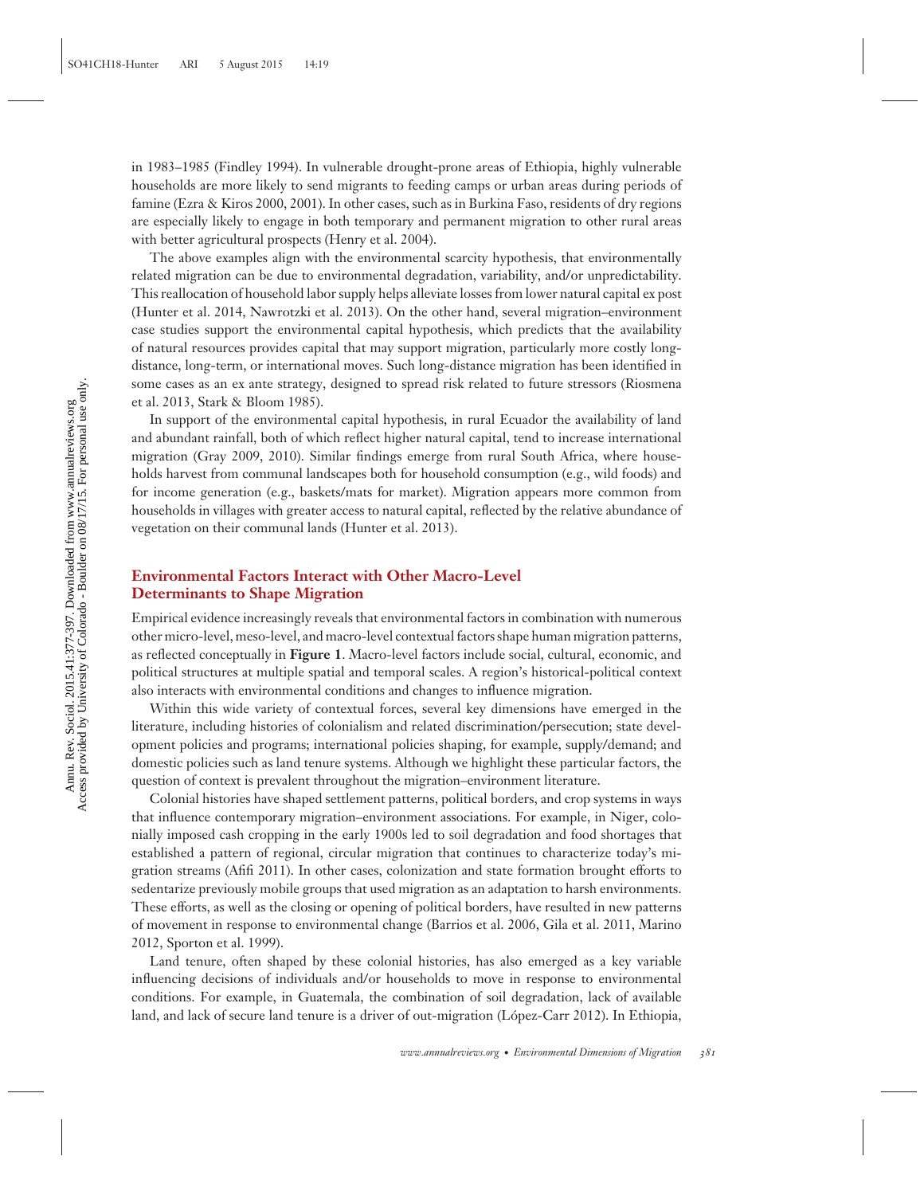in 1983–1985 (Findley 1994). In vulnerable drought-prone areas of Ethiopia, highly vulnerable households are more likely to send migrants to feeding camps or urban areas during periods of famine (Ezra & Kiros 2000, 2001). In other cases, such as in Burkina Faso, residents of dry regions are especially likely to engage in both temporary and permanent migration to other rural areas with better agricultural prospects (Henry et al. 2004).

The above examples align with the environmental scarcity hypothesis, that environmentally related migration can be due to environmental degradation, variability, and/or unpredictability. This reallocation of household labor supply helps alleviate losses from lower natural capital ex post (Hunter et al. 2014, Nawrotzki et al. 2013). On the other hand, several migration–environment case studies support the environmental capital hypothesis, which predicts that the availability of natural resources provides capital that may support migration, particularly more costly long-distance, long-term, or international moves. Such long-distance migration has been identified in some cases as an ex ante strategy, designed to spread risk related to future stressors (Riosmena et al. 2013, Stark & Bloom 1985).

In support of the environmental capital hypothesis, in rural Ecuador the availability of land and abundant rainfall, both of which reflect higher natural capital, tend to increase international migration (Gray 2009, 2010). Similar findings emerge from rural South Africa, where households harvest from communal landscapes both for household consumption (e.g., wild foods) and for income generation (e.g., baskets/mats for market). Migration appears more common from households in villages with greater access to natural capital, reflected by the relative abundance of vegetation on their communal lands (Hunter et al. 2013).

## Environmental Factors Interact with Other Macro-Level Determinants to Shape Migration

Empirical evidence increasingly reveals that environmental factors in combination with numerous other micro-level, meso-level, and macro-level contextual factors shape human migration patterns, as reflected conceptually in **Figure 1**. Macro-level factors include social, cultural, economic, and political structures at multiple spatial and temporal scales. A region's historical-political context also interacts with environmental conditions and changes to influence migration.

Within this wide variety of contextual forces, several key dimensions have emerged in the literature, including histories of colonialism and related discrimination/persecution; state development policies and programs; international policies shaping, for example, supply/demand; and domestic policies such as land tenure systems. Although we highlight these particular factors, the question of context is prevalent throughout the migration–environment literature.

Colonial histories have shaped settlement patterns, political borders, and crop systems in ways that influence contemporary migration–environment associations. For example, in Niger, colonially imposed cash cropping in the early 1900s led to soil degradation and food shortages that established a pattern of regional, circular migration that continues to characterize today's migration streams (Afifi 2011). In other cases, colonization and state formation brought efforts to sedentarize previously mobile groups that used migration as an adaptation to harsh environments. These efforts, as well as the closing or opening of political borders, have resulted in new patterns of movement in response to environmental change (Barrios et al. 2006, Gila et al. 2011, Marino 2012, Sporton et al. 1999).

Land tenure, often shaped by these colonial histories, has also emerged as a key variable influencing decisions of individuals and/or households to move in response to environmental conditions. For example, in Guatemala, the combination of soil degradation, lack of available land, and lack of secure land tenure is a driver of out-migration (López-Carr 2012). In Ethiopia,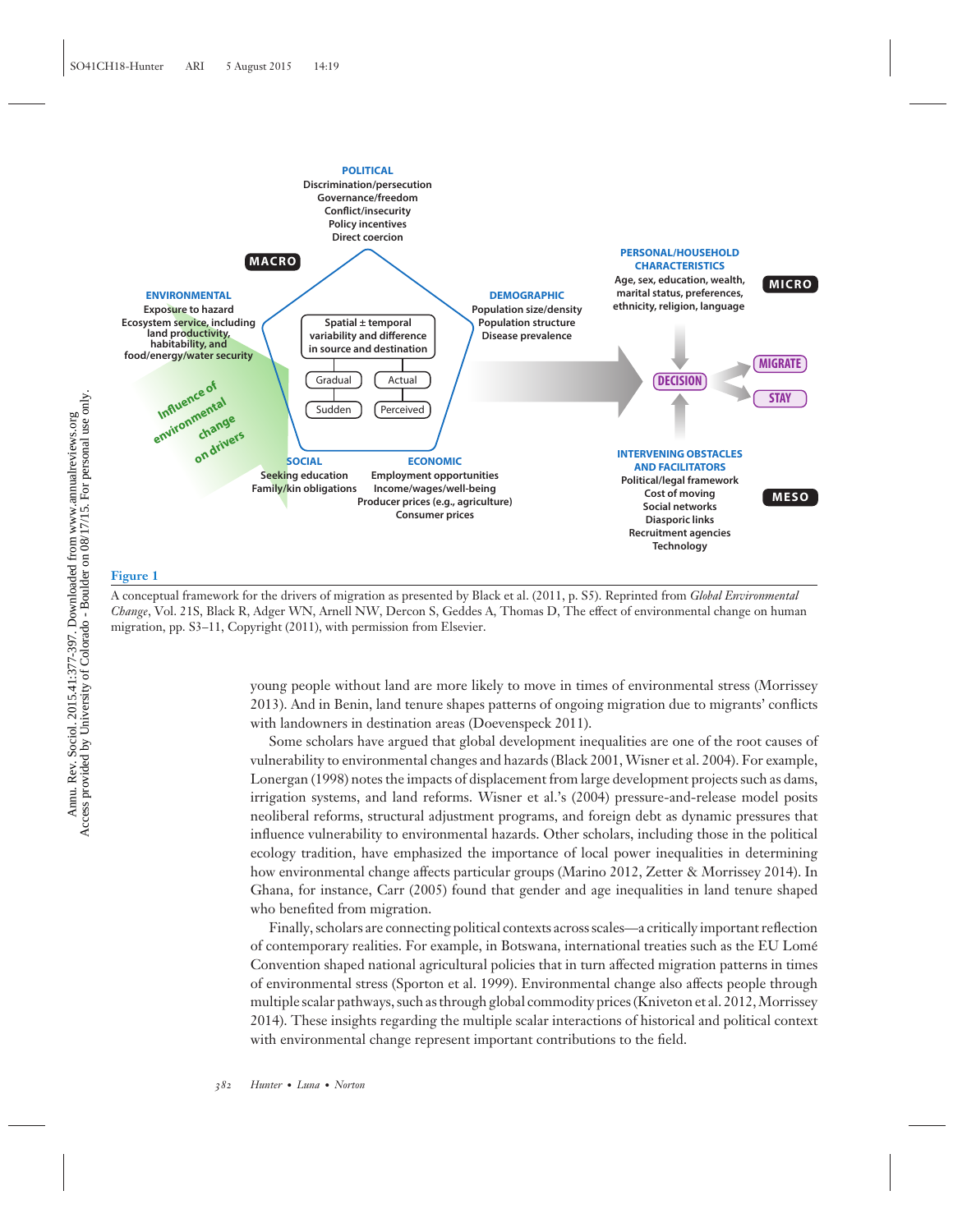**Figure 1**

A conceptual framework for the drivers of migration as presented by Black et al. (2011, p. S5). Reprinted from *Global Environmental Change*, Vol. 21S, Black R, Adger WN, Arnell NW, Dercon S, Geddes A, Thomas D, The effect of environmental change on human migration, pp. S3–11, Copyright (2011), with permission from Elsevier.

young people without land are more likely to move in times of environmental stress (Morrissey 2013). And in Benin, land tenure shapes patterns of ongoing migration due to migrants' conflicts with landowners in destination areas (Doevenspeck 2011).

Some scholars have argued that global development inequalities are one of the root causes of vulnerability to environmental changes and hazards (Black 2001, Wisner et al. 2004). For example, Lonergan (1998) notes the impacts of displacement from large development projects such as dams, irrigation systems, and land reforms. Wisner et al.'s (2004) pressure-and-release model posits neoliberal reforms, structural adjustment programs, and foreign debt as dynamic pressures that influence vulnerability to environmental hazards. Other scholars, including those in the political ecology tradition, have emphasized the importance of local power inequalities in determining how environmental change affects particular groups (Marino 2012, Zetter & Morrissey 2014). In Ghana, for instance, Carr (2005) found that gender and age inequalities in land tenure shaped who benefited from migration.

Finally, scholars are connecting political contexts across scales—a critically important reflection of contemporary realities. For example, in Botswana, international treaties such as the EU Lomé Convention shaped national agricultural policies that in turn affected migration patterns in times of environmental stress (Sporton et al. 1999). Environmental change also affects people through multiple scalar pathways, such as through global commodity prices (Kniveton et al. 2012, Morrissey 2014). These insights regarding the multiple scalar interactions of historical and political context with environmental change represent important contributions to the field.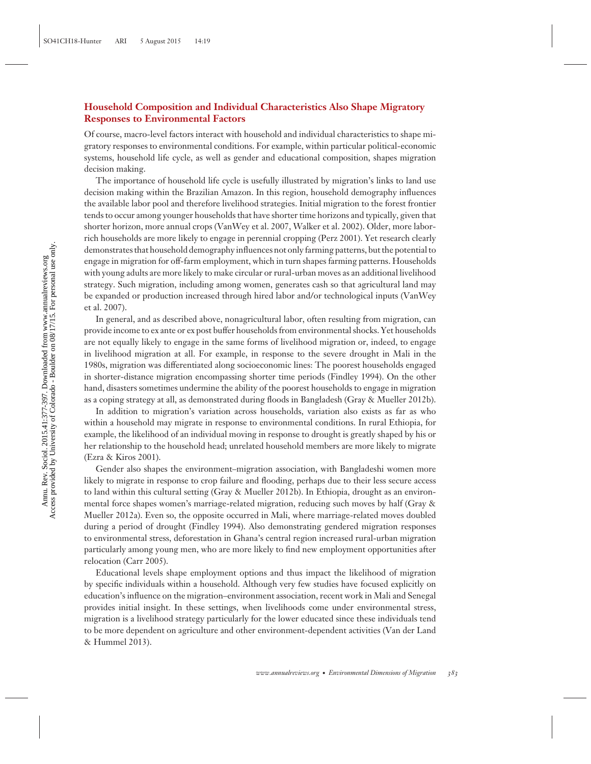## Household Composition and Individual Characteristics Also Shape Migratory Responses to Environmental Factors

Of course, macro-level factors interact with household and individual characteristics to shape migratory responses to environmental conditions. For example, within particular political-economic systems, household life cycle, as well as gender and educational composition, shapes migration decision making.

The importance of household life cycle is usefully illustrated by migration's links to land use decision making within the Brazilian Amazon. In this region, household demography influences the available labor pool and therefore livelihood strategies. Initial migration to the forest frontier tends to occur among younger households that have shorter time horizons and typically, given that shorter horizon, more annual crops (VanWey et al. 2007, Walker et al. 2002). Older, more labor-rich households are more likely to engage in perennial cropping (Perz 2001). Yet research clearly demonstrates that household demography influences not only farming patterns, but the potential to engage in migration for off-farm employment, which in turn shapes farming patterns. Households with young adults are more likely to make circular or rural-urban moves as an additional livelihood strategy. Such migration, including among women, generates cash so that agricultural land may be expanded or production increased through hired labor and/or technological inputs (VanWey et al. 2007).

In general, and as described above, nonagricultural labor, often resulting from migration, can provide income to ex ante or ex post buffer households from environmental shocks. Yet households are not equally likely to engage in the same forms of livelihood migration or, indeed, to engage in livelihood migration at all. For example, in response to the severe drought in Mali in the 1980s, migration was differentiated along socioeconomic lines: The poorest households engaged in shorter-distance migration encompassing shorter time periods (Findley 1994). On the other hand, disasters sometimes undermine the ability of the poorest households to engage in migration as a coping strategy at all, as demonstrated during floods in Bangladesh (Gray & Mueller 2012b).

In addition to migration's variation across households, variation also exists as far as who within a household may migrate in response to environmental conditions. In rural Ethiopia, for example, the likelihood of an individual moving in response to drought is greatly shaped by his or her relationship to the household head; unrelated household members are more likely to migrate (Ezra & Kiros 2001).

Gender also shapes the environment–migration association, with Bangladeshi women more likely to migrate in response to crop failure and flooding, perhaps due to their less secure access to land within this cultural setting (Gray & Mueller 2012b). In Ethiopia, drought as an environmental force shapes women's marriage-related migration, reducing such moves by half (Gray & Mueller 2012a). Even so, the opposite occurred in Mali, where marriage-related moves doubled during a period of drought (Findley 1994). Also demonstrating gendered migration responses to environmental stress, deforestation in Ghana's central region increased rural-urban migration particularly among young men, who are more likely to find new employment opportunities after relocation (Carr 2005).

Educational levels shape employment options and thus impact the likelihood of migration by specific individuals within a household. Although very few studies have focused explicitly on education's influence on the migration–environment association, recent work in Mali and Senegal provides initial insight. In these settings, when livelihoods come under environmental stress, migration is a livelihood strategy particularly for the lower educated since these individuals tend to be more dependent on agriculture and other environment-dependent activities (Van der Land & Hummel 2013).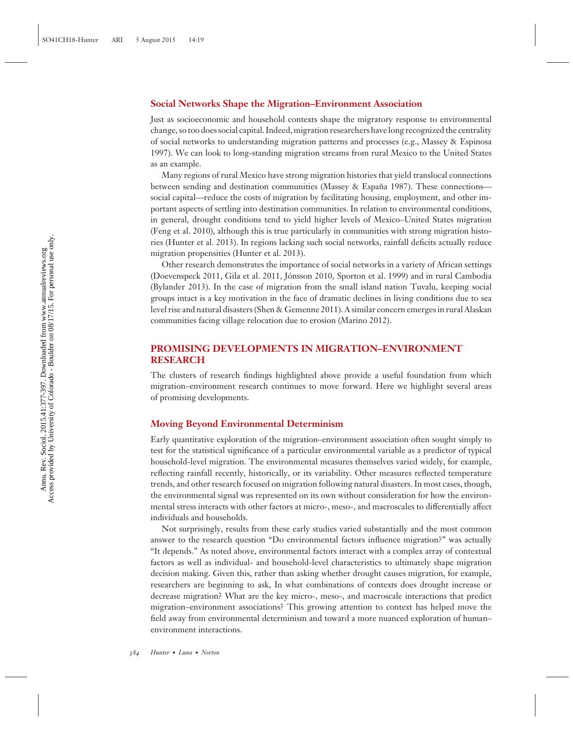### Social Networks Shape the Migration–Environment Association

Just as socioeconomic and household contexts shape the migratory response to environmental change, so too does social capital. Indeed, migration researchers have long recognized the centrality of social networks to understanding migration patterns and processes (e.g., Massey & Espinosa 1997). We can look to long-standing migration streams from rural Mexico to the United States as an example.

Many regions of rural Mexico have strong migration histories that yield translocal connections between sending and destination communities (Massey & España 1987). These connections—social capital—reduce the costs of migration by facilitating housing, employment, and other important aspects of settling into destination communities. In relation to environmental conditions, in general, drought conditions tend to yield higher levels of Mexico–United States migration (Feng et al. 2010), although this is true particularly in communities with strong migration histories (Hunter et al. 2013). In regions lacking such social networks, rainfall deficits actually reduce migration propensities (Hunter et al. 2013).

Other research demonstrates the importance of social networks in a variety of African settings (Doevenspeck 2011, Gila et al. 2011, Jónsson 2010, Sporton et al. 1999) and in rural Cambodia (Bylander 2013). In the case of migration from the small island nation Tuvalu, keeping social groups intact is a key motivation in the face of dramatic declines in living conditions due to sea level rise and natural disasters (Shen & Gemenne 2011). A similar concern emerges in rural Alaskan communities facing village relocation due to erosion (Marino 2012).

## PROMISING DEVELOPMENTS IN MIGRATION–ENVIRONMENT RESEARCH

The clusters of research findings highlighted above provide a useful foundation from which migration–environment research continues to move forward. Here we highlight several areas of promising developments.

### Moving Beyond Environmental Determinism

Early quantitative exploration of the migration–environment association often sought simply to test for the statistical significance of a particular environmental variable as a predictor of typical household-level migration. The environmental measures themselves varied widely, for example, reflecting rainfall recently, historically, or its variability. Other measures reflected temperature trends, and other research focused on migration following natural disasters. In most cases, though, the environmental signal was represented on its own without consideration for how the environmental stress interacts with other factors at micro-, meso-, and macroscales to differentially affect individuals and households.

Not surprisingly, results from these early studies varied substantially and the most common answer to the research question "Do environmental factors influence migration?" was actually "It depends." As noted above, environmental factors interact with a complex array of contextual factors as well as individual- and household-level characteristics to ultimately shape migration decision making. Given this, rather than asking whether drought causes migration, for example, researchers are beginning to ask, In what combinations of contexts does drought increase or decrease migration? What are the key micro-, meso-, and macroscale interactions that predict migration–environment associations? This growing attention to context has helped move the field away from environmental determinism and toward a more nuanced exploration of human–environment interactions.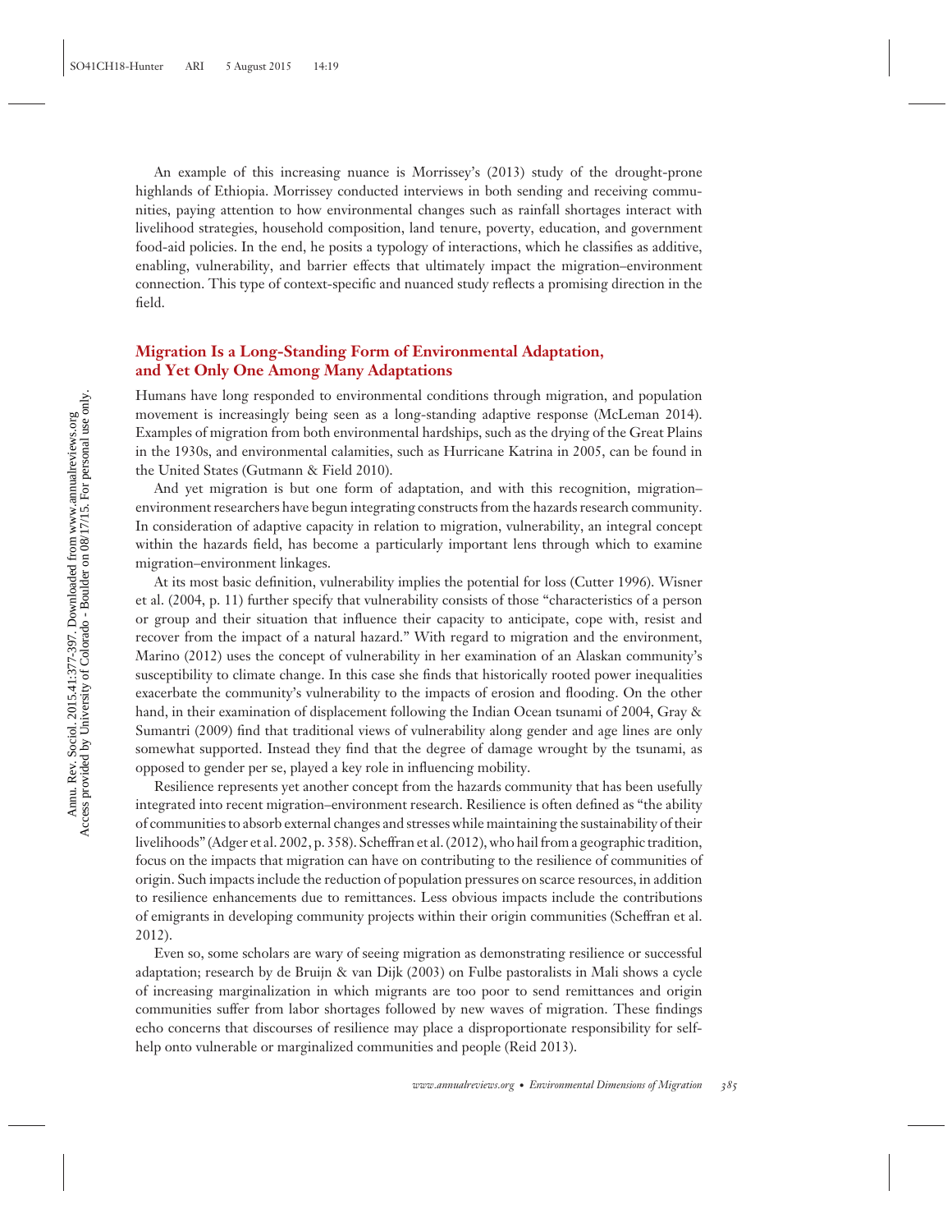An example of this increasing nuance is Morrissey's (2013) study of the drought-prone highlands of Ethiopia. Morrissey conducted interviews in both sending and receiving communities, paying attention to how environmental changes such as rainfall shortages interact with livelihood strategies, household composition, land tenure, poverty, education, and government food-aid policies. In the end, he posits a typology of interactions, which he classifies as additive, enabling, vulnerability, and barrier effects that ultimately impact the migration–environment connection. This type of context-specific and nuanced study reflects a promising direction in the field.

## Migration Is a Long-Standing Form of Environmental Adaptation, and Yet Only One Among Many Adaptations

Humans have long responded to environmental conditions through migration, and population movement is increasingly being seen as a long-standing adaptive response (McLeman 2014). Examples of migration from both environmental hardships, such as the drying of the Great Plains in the 1930s, and environmental calamities, such as Hurricane Katrina in 2005, can be found in the United States (Gutmann & Field 2010).

And yet migration is but one form of adaptation, and with this recognition, migration–environment researchers have begun integrating constructs from the hazards research community. In consideration of adaptive capacity in relation to migration, vulnerability, an integral concept within the hazards field, has become a particularly important lens through which to examine migration–environment linkages.

At its most basic definition, vulnerability implies the potential for loss (Cutter 1996). Wisner et al. (2004, p. 11) further specify that vulnerability consists of those "characteristics of a person or group and their situation that influence their capacity to anticipate, cope with, resist and recover from the impact of a natural hazard." With regard to migration and the environment, Marino (2012) uses the concept of vulnerability in her examination of an Alaskan community's susceptibility to climate change. In this case she finds that historically rooted power inequalities exacerbate the community's vulnerability to the impacts of erosion and flooding. On the other hand, in their examination of displacement following the Indian Ocean tsunami of 2004, Gray & Sumantri (2009) find that traditional views of vulnerability along gender and age lines are only somewhat supported. Instead they find that the degree of damage wrought by the tsunami, as opposed to gender per se, played a key role in influencing mobility.

Resilience represents yet another concept from the hazards community that has been usefully integrated into recent migration–environment research. Resilience is often defined as "the ability of communities to absorb external changes and stresses while maintaining the sustainability of their livelihoods" (Adger et al. 2002, p. 358). Scheffran et al. (2012), who hail from a geographic tradition, focus on the impacts that migration can have on contributing to the resilience of communities of origin. Such impacts include the reduction of population pressures on scarce resources, in addition to resilience enhancements due to remittances. Less obvious impacts include the contributions of emigrants in developing community projects within their origin communities (Scheffran et al. 2012).

Even so, some scholars are wary of seeing migration as demonstrating resilience or successful adaptation; research by de Bruijn & van Dijk (2003) on Fulbe pastoralists in Mali shows a cycle of increasing marginalization in which migrants are too poor to send remittances and origin communities suffer from labor shortages followed by new waves of migration. These findings echo concerns that discourses of resilience may place a disproportionate responsibility for self-help onto vulnerable or marginalized communities and people (Reid 2013).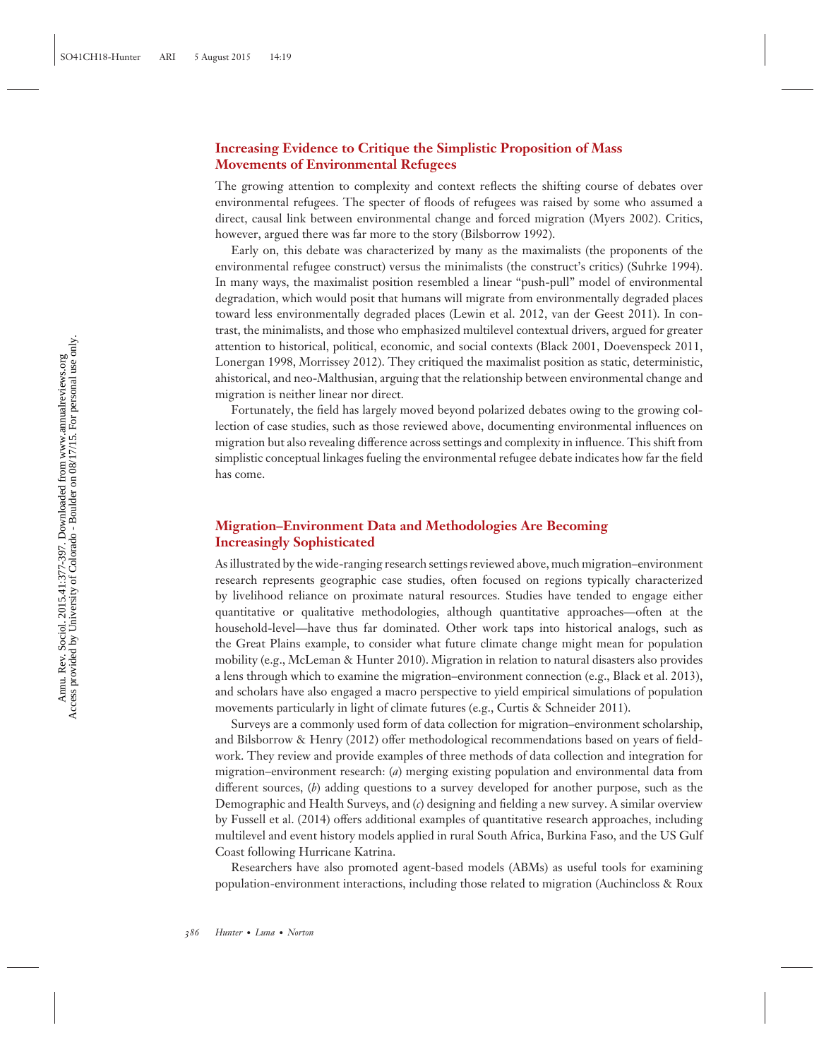## Increasing Evidence to Critique the Simplistic Proposition of Mass Movements of Environmental Refugees

The growing attention to complexity and context reflects the shifting course of debates over environmental refugees. The specter of floods of refugees was raised by some who assumed a direct, causal link between environmental change and forced migration (Myers 2002). Critics, however, argued there was far more to the story (Bilsborrow 1992).

Early on, this debate was characterized by many as the maximalists (the proponents of the environmental refugee construct) versus the minimalists (the construct's critics) (Suhrke 1994). In many ways, the maximalist position resembled a linear "push-pull" model of environmental degradation, which would posit that humans will migrate from environmentally degraded places toward less environmentally degraded places (Lewin et al. 2012, van der Geest 2011). In contrast, the minimalists, and those who emphasized multilevel contextual drivers, argued for greater attention to historical, political, economic, and social contexts (Black 2001, Doevenspeck 2011, Lonergan 1998, Morrissey 2012). They critiqued the maximalist position as static, deterministic, ahistorical, and neo-Malthusian, arguing that the relationship between environmental change and migration is neither linear nor direct.

Fortunately, the field has largely moved beyond polarized debates owing to the growing collection of case studies, such as those reviewed above, documenting environmental influences on migration but also revealing difference across settings and complexity in influence. This shift from simplistic conceptual linkages fueling the environmental refugee debate indicates how far the field has come.

## Migration–Environment Data and Methodologies Are Becoming Increasingly Sophisticated

As illustrated by the wide-ranging research settings reviewed above, much migration–environment research represents geographic case studies, often focused on regions typically characterized by livelihood reliance on proximate natural resources. Studies have tended to engage either quantitative or qualitative methodologies, although quantitative approaches—often at the household-level—have thus far dominated. Other work taps into historical analogs, such as the Great Plains example, to consider what future climate change might mean for population mobility (e.g., McLeman & Hunter 2010). Migration in relation to natural disasters also provides a lens through which to examine the migration–environment connection (e.g., Black et al. 2013), and scholars have also engaged a macro perspective to yield empirical simulations of population movements particularly in light of climate futures (e.g., Curtis & Schneider 2011).

Surveys are a commonly used form of data collection for migration–environment scholarship, and Bilsborrow & Henry (2012) offer methodological recommendations based on years of fieldwork. They review and provide examples of three methods of data collection and integration for migration–environment research: (*a*) merging existing population and environmental data from different sources, (*b*) adding questions to a survey developed for another purpose, such as the Demographic and Health Surveys, and (*c*) designing and fielding a new survey. A similar overview by Fussell et al. (2014) offers additional examples of quantitative research approaches, including multilevel and event history models applied in rural South Africa, Burkina Faso, and the US Gulf Coast following Hurricane Katrina.

Researchers have also promoted agent-based models (ABMs) as useful tools for examining population-environment interactions, including those related to migration (Auchincloss & Roux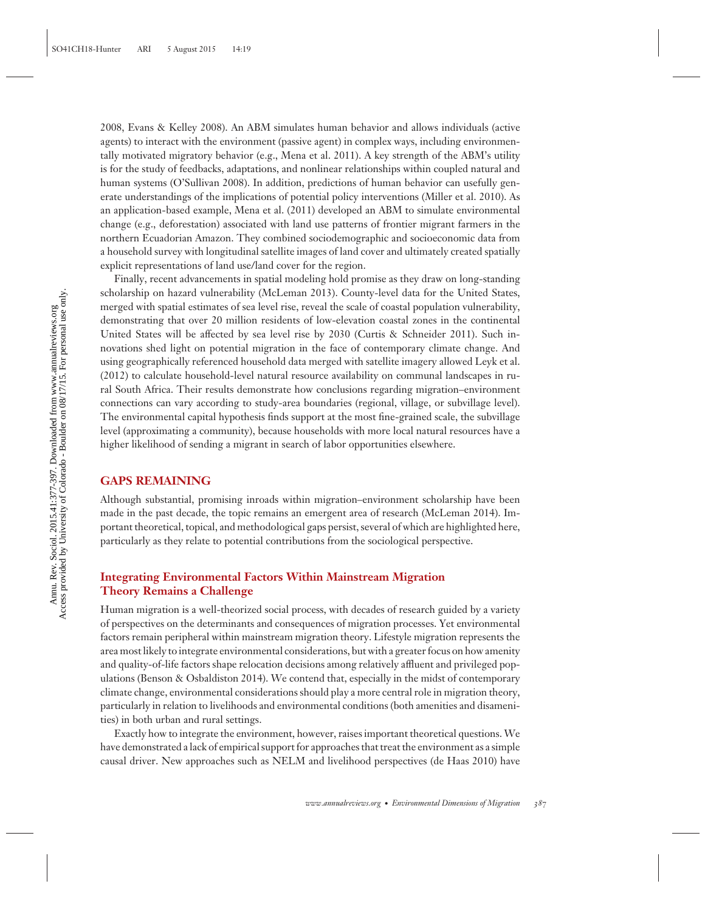2008, Evans & Kelley 2008). An ABM simulates human behavior and allows individuals (active agents) to interact with the environment (passive agent) in complex ways, including environmentally motivated migratory behavior (e.g., Mena et al. 2011). A key strength of the ABM's utility is for the study of feedbacks, adaptations, and nonlinear relationships within coupled natural and human systems (O'Sullivan 2008). In addition, predictions of human behavior can usefully generate understandings of the implications of potential policy interventions (Miller et al. 2010). As an application-based example, Mena et al. (2011) developed an ABM to simulate environmental change (e.g., deforestation) associated with land use patterns of frontier migrant farmers in the northern Ecuadorian Amazon. They combined sociodemographic and socioeconomic data from a household survey with longitudinal satellite images of land cover and ultimately created spatially explicit representations of land use/land cover for the region.

Finally, recent advancements in spatial modeling hold promise as they draw on long-standing scholarship on hazard vulnerability (McLeman 2013). County-level data for the United States, merged with spatial estimates of sea level rise, reveal the scale of coastal population vulnerability, demonstrating that over 20 million residents of low-elevation coastal zones in the continental United States will be affected by sea level rise by 2030 (Curtis & Schneider 2011). Such innovations shed light on potential migration in the face of contemporary climate change. And using geographically referenced household data merged with satellite imagery allowed Leyk et al. (2012) to calculate household-level natural resource availability on communal landscapes in rural South Africa. Their results demonstrate how conclusions regarding migration–environment connections can vary according to study-area boundaries (regional, village, or subvillage level). The environmental capital hypothesis finds support at the most fine-grained scale, the subvillage level (approximating a community), because households with more local natural resources have a higher likelihood of sending a migrant in search of labor opportunities elsewhere.

## GAPS REMAINING

Although substantial, promising inroads within migration–environment scholarship have been made in the past decade, the topic remains an emergent area of research (McLeman 2014). Important theoretical, topical, and methodological gaps persist, several of which are highlighted here, particularly as they relate to potential contributions from the sociological perspective.

### Integrating Environmental Factors Within Mainstream Migration Theory Remains a Challenge

Human migration is a well-theorized social process, with decades of research guided by a variety of perspectives on the determinants and consequences of migration processes. Yet environmental factors remain peripheral within mainstream migration theory. Lifestyle migration represents the area most likely to integrate environmental considerations, but with a greater focus on how amenity and quality-of-life factors shape relocation decisions among relatively affluent and privileged populations (Benson & Osbaldiston 2014). We contend that, especially in the midst of contemporary climate change, environmental considerations should play a more central role in migration theory, particularly in relation to livelihoods and environmental conditions (both amenities and disamenities) in both urban and rural settings.

Exactly how to integrate the environment, however, raises important theoretical questions. We have demonstrated a lack of empirical support for approaches that treat the environment as a simple causal driver. New approaches such as NELM and livelihood perspectives (de Haas 2010) have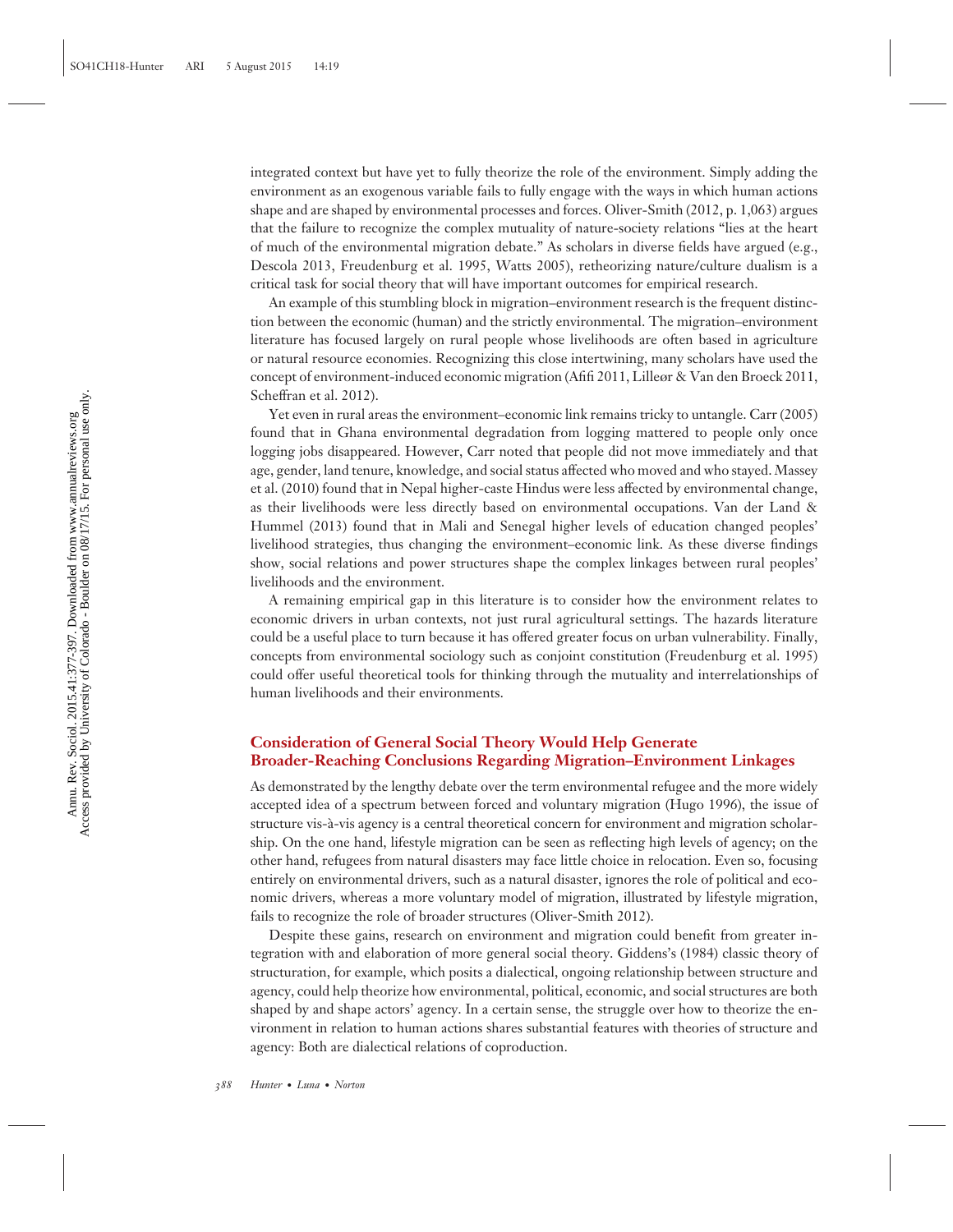integrated context but have yet to fully theorize the role of the environment. Simply adding the environment as an exogenous variable fails to fully engage with the ways in which human actions shape and are shaped by environmental processes and forces. Oliver-Smith (2012, p. 1,063) argues that the failure to recognize the complex mutuality of nature-society relations "lies at the heart of much of the environmental migration debate." As scholars in diverse fields have argued (e.g., Descola 2013, Freudenburg et al. 1995, Watts 2005), retheorizing nature/culture dualism is a critical task for social theory that will have important outcomes for empirical research.

An example of this stumbling block in migration–environment research is the frequent distinction between the economic (human) and the strictly environmental. The migration–environment literature has focused largely on rural people whose livelihoods are often based in agriculture or natural resource economies. Recognizing this close intertwining, many scholars have used the concept of environment-induced economic migration (Afifi 2011, Lilleør & Van den Broeck 2011, Scheffran et al. 2012).

Yet even in rural areas the environment–economic link remains tricky to untangle. Carr (2005) found that in Ghana environmental degradation from logging mattered to people only once logging jobs disappeared. However, Carr noted that people did not move immediately and that age, gender, land tenure, knowledge, and social status affected who moved and who stayed. Massey et al. (2010) found that in Nepal higher-caste Hindus were less affected by environmental change, as their livelihoods were less directly based on environmental occupations. Van der Land & Hummel (2013) found that in Mali and Senegal higher levels of education changed peoples' livelihood strategies, thus changing the environment–economic link. As these diverse findings show, social relations and power structures shape the complex linkages between rural peoples' livelihoods and the environment.

A remaining empirical gap in this literature is to consider how the environment relates to economic drivers in urban contexts, not just rural agricultural settings. The hazards literature could be a useful place to turn because it has offered greater focus on urban vulnerability. Finally, concepts from environmental sociology such as conjoint constitution (Freudenburg et al. 1995) could offer useful theoretical tools for thinking through the mutuality and interrelationships of human livelihoods and their environments.

### Consideration of General Social Theory Would Help Generate Broader-Reaching Conclusions Regarding Migration–Environment Linkages

As demonstrated by the lengthy debate over the term environmental refugee and the more widely accepted idea of a spectrum between forced and voluntary migration (Hugo 1996), the issue of structure vis-à-vis agency is a central theoretical concern for environment and migration scholarship. On the one hand, lifestyle migration can be seen as reflecting high levels of agency; on the other hand, refugees from natural disasters may face little choice in relocation. Even so, focusing entirely on environmental drivers, such as a natural disaster, ignores the role of political and economic drivers, whereas a more voluntary model of migration, illustrated by lifestyle migration, fails to recognize the role of broader structures (Oliver-Smith 2012).

Despite these gains, research on environment and migration could benefit from greater integration with and elaboration of more general social theory. Giddens's (1984) classic theory of structuration, for example, which posits a dialectical, ongoing relationship between structure and agency, could help theorize how environmental, political, economic, and social structures are both shaped by and shape actors' agency. In a certain sense, the struggle over how to theorize the environment in relation to human actions shares substantial features with theories of structure and agency: Both are dialectical relations of coproduction.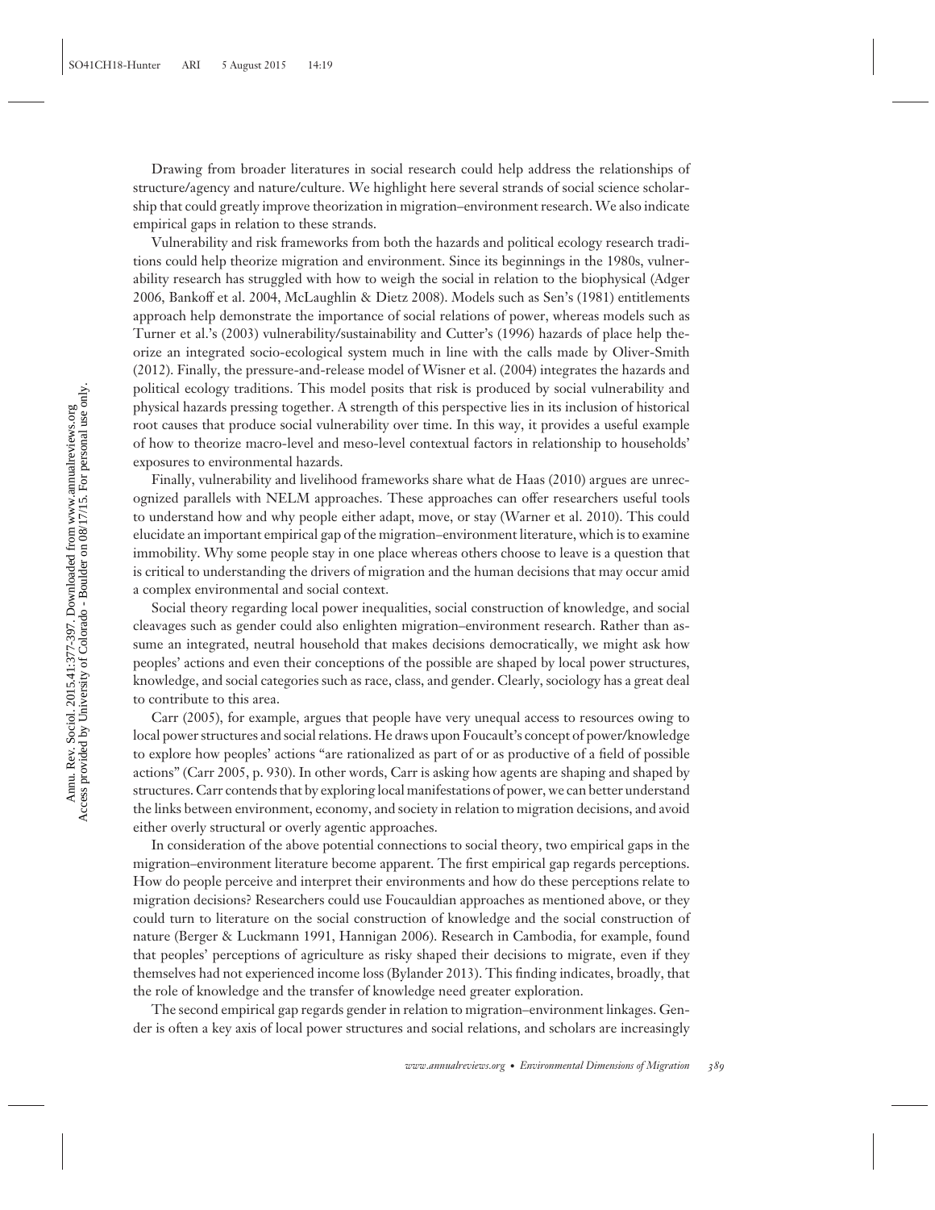Drawing from broader literatures in social research could help address the relationships of structure/agency and nature/culture. We highlight here several strands of social science scholarship that could greatly improve theorization in migration–environment research. We also indicate empirical gaps in relation to these strands.

Vulnerability and risk frameworks from both the hazards and political ecology research traditions could help theorize migration and environment. Since its beginnings in the 1980s, vulnerability research has struggled with how to weigh the social in relation to the biophysical (Adger 2006, Bankoff et al. 2004, McLaughlin & Dietz 2008). Models such as Sen's (1981) entitlements approach help demonstrate the importance of social relations of power, whereas models such as Turner et al.'s (2003) vulnerability/sustainability and Cutter's (1996) hazards of place help theorize an integrated socio-ecological system much in line with the calls made by Oliver-Smith (2012). Finally, the pressure-and-release model of Wisner et al. (2004) integrates the hazards and political ecology traditions. This model posits that risk is produced by social vulnerability and physical hazards pressing together. A strength of this perspective lies in its inclusion of historical root causes that produce social vulnerability over time. In this way, it provides a useful example of how to theorize macro-level and meso-level contextual factors in relationship to households' exposures to environmental hazards.

Finally, vulnerability and livelihood frameworks share what de Haas (2010) argues are unrecognized parallels with NELM approaches. These approaches can offer researchers useful tools to understand how and why people either adapt, move, or stay (Warner et al. 2010). This could elucidate an important empirical gap of the migration–environment literature, which is to examine immobility. Why some people stay in one place whereas others choose to leave is a question that is critical to understanding the drivers of migration and the human decisions that may occur amid a complex environmental and social context.

Social theory regarding local power inequalities, social construction of knowledge, and social cleavages such as gender could also enlighten migration–environment research. Rather than assume an integrated, neutral household that makes decisions democratically, we might ask how peoples' actions and even their conceptions of the possible are shaped by local power structures, knowledge, and social categories such as race, class, and gender. Clearly, sociology has a great deal to contribute to this area.

Carr (2005), for example, argues that people have very unequal access to resources owing to local power structures and social relations. He draws upon Foucault's concept of power/knowledge to explore how peoples' actions "are rationalized as part of or as productive of a field of possible actions" (Carr 2005, p. 930). In other words, Carr is asking how agents are shaping and shaped by structures. Carr contends that by exploring local manifestations of power, we can better understand the links between environment, economy, and society in relation to migration decisions, and avoid either overly structural or overly agentic approaches.

In consideration of the above potential connections to social theory, two empirical gaps in the migration–environment literature become apparent. The first empirical gap regards perceptions. How do people perceive and interpret their environments and how do these perceptions relate to migration decisions? Researchers could use Foucauldian approaches as mentioned above, or they could turn to literature on the social construction of knowledge and the social construction of nature (Berger & Luckmann 1991, Hannigan 2006). Research in Cambodia, for example, found that peoples' perceptions of agriculture as risky shaped their decisions to migrate, even if they themselves had not experienced income loss (Bylander 2013). This finding indicates, broadly, that the role of knowledge and the transfer of knowledge need greater exploration.

The second empirical gap regards gender in relation to migration–environment linkages. Gender is often a key axis of local power structures and social relations, and scholars are increasingly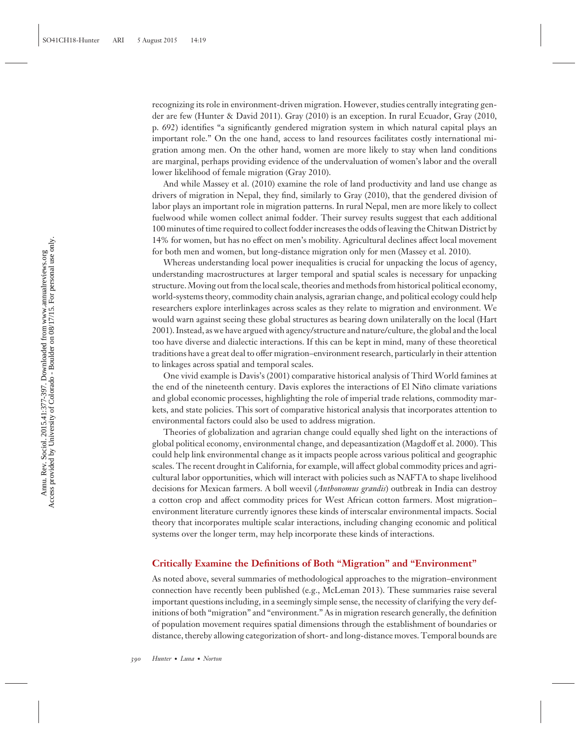recognizing its role in environment-driven migration. However, studies centrally integrating gender are few (Hunter & David 2011). Gray (2010) is an exception. In rural Ecuador, Gray (2010, p. 692) identifies "a significantly gendered migration system in which natural capital plays an important role." On the one hand, access to land resources facilitates costly international migration among men. On the other hand, women are more likely to stay when land conditions are marginal, perhaps providing evidence of the undervaluation of women's labor and the overall lower likelihood of female migration (Gray 2010).

And while Massey et al. (2010) examine the role of land productivity and land use change as drivers of migration in Nepal, they find, similarly to Gray (2010), that the gendered division of labor plays an important role in migration patterns. In rural Nepal, men are more likely to collect fuelwood while women collect animal fodder. Their survey results suggest that each additional 100 minutes of time required to collect fodder increases the odds of leaving the Chitwan District by 14% for women, but has no effect on men's mobility. Agricultural declines affect local movement for both men and women, but long-distance migration only for men (Massey et al. 2010).

Whereas understanding local power inequalities is crucial for unpacking the locus of agency, understanding macrostructures at larger temporal and spatial scales is necessary for unpacking structure. Moving out from the local scale, theories and methods from historical political economy, world-systems theory, commodity chain analysis, agrarian change, and political ecology could help researchers explore interlinkages across scales as they relate to migration and environment. We would warn against seeing these global structures as bearing down unilaterally on the local (Hart 2001). Instead, as we have argued with agency/structure and nature/culture, the global and the local too have diverse and dialectic interactions. If this can be kept in mind, many of these theoretical traditions have a great deal to offer migration–environment research, particularly in their attention to linkages across spatial and temporal scales.

One vivid example is Davis's (2001) comparative historical analysis of Third World famines at the end of the nineteenth century. Davis explores the interactions of El Niño climate variations and global economic processes, highlighting the role of imperial trade relations, commodity markets, and state policies. This sort of comparative historical analysis that incorporates attention to environmental factors could also be used to address migration.

Theories of globalization and agrarian change could equally shed light on the interactions of global political economy, environmental change, and depeasantization (Magdoff et al. 2000). This could help link environmental change as it impacts people across various political and geographic scales. The recent drought in California, for example, will affect global commodity prices and agricultural labor opportunities, which will interact with policies such as NAFTA to shape livelihood decisions for Mexican farmers. A boll weevil (*Anthonomus grandis*) outbreak in India can destroy a cotton crop and affect commodity prices for West African cotton farmers. Most migration–environment literature currently ignores these kinds of interscalar environmental impacts. Social theory that incorporates multiple scalar interactions, including changing economic and political systems over the longer term, may help incorporate these kinds of interactions.

## Critically Examine the Definitions of Both "Migration" and "Environment"

As noted above, several summaries of methodological approaches to the migration–environment connection have recently been published (e.g., McLeman 2013). These summaries raise several important questions including, in a seemingly simple sense, the necessity of clarifying the very definitions of both "migration" and "environment." As in migration research generally, the definition of population movement requires spatial dimensions through the establishment of boundaries or distance, thereby allowing categorization of short- and long-distance moves. Temporal bounds are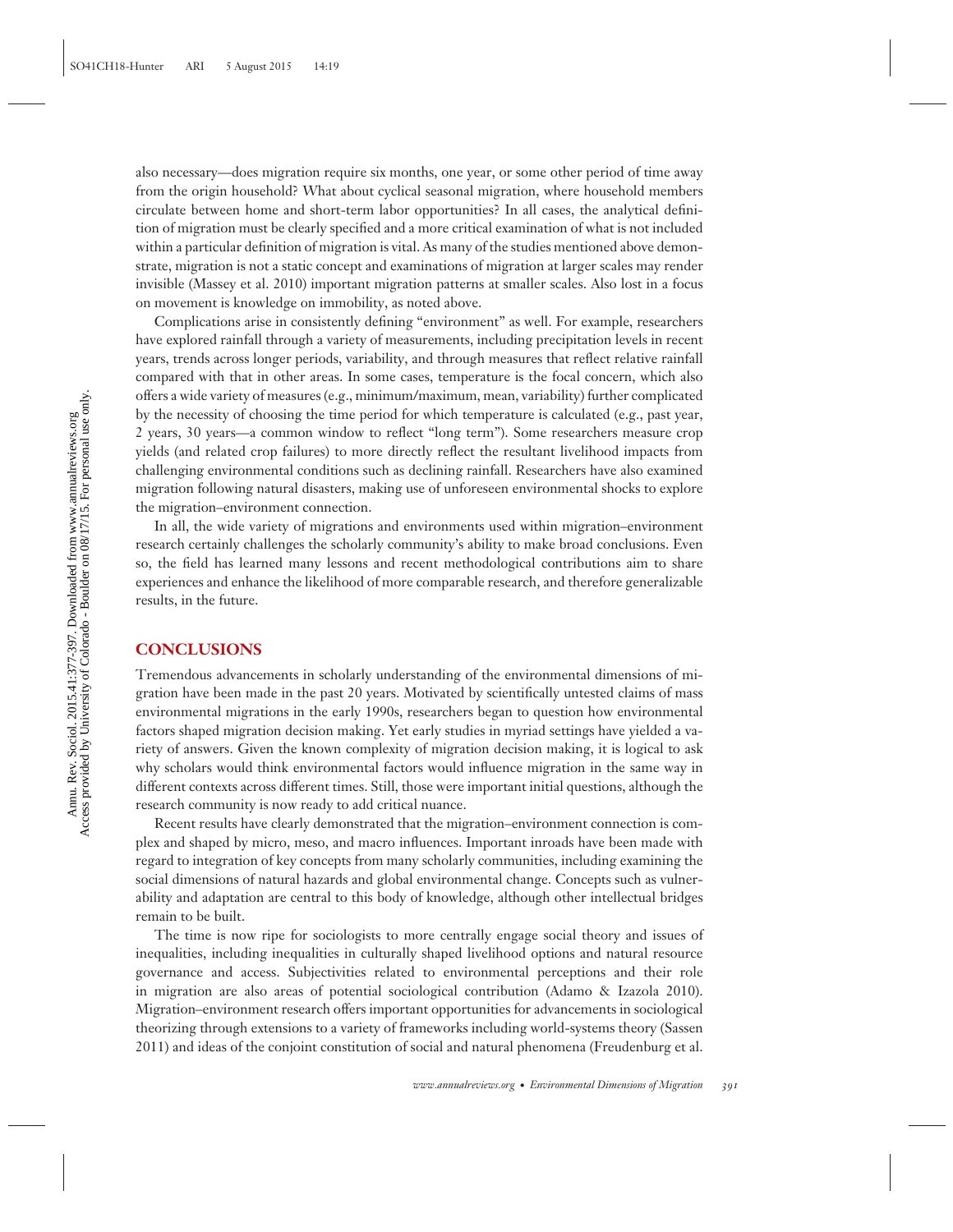also necessary—does migration require six months, one year, or some other period of time away from the origin household? What about cyclical seasonal migration, where household members circulate between home and short-term labor opportunities? In all cases, the analytical definition of migration must be clearly specified and a more critical examination of what is not included within a particular definition of migration is vital. As many of the studies mentioned above demonstrate, migration is not a static concept and examinations of migration at larger scales may render invisible (Massey et al. 2010) important migration patterns at smaller scales. Also lost in a focus on movement is knowledge on immobility, as noted above.

Complications arise in consistently defining "environment" as well. For example, researchers have explored rainfall through a variety of measurements, including precipitation levels in recent years, trends across longer periods, variability, and through measures that reflect relative rainfall compared with that in other areas. In some cases, temperature is the focal concern, which also offers a wide variety of measures (e.g., minimum/maximum, mean, variability) further complicated by the necessity of choosing the time period for which temperature is calculated (e.g., past year, 2 years, 30 years—a common window to reflect "long term"). Some researchers measure crop yields (and related crop failures) to more directly reflect the resultant livelihood impacts from challenging environmental conditions such as declining rainfall. Researchers have also examined migration following natural disasters, making use of unforeseen environmental shocks to explore the migration–environment connection.

In all, the wide variety of migrations and environments used within migration–environment research certainly challenges the scholarly community's ability to make broad conclusions. Even so, the field has learned many lessons and recent methodological contributions aim to share experiences and enhance the likelihood of more comparable research, and therefore generalizable results, in the future.

## CONCLUSIONS

Tremendous advancements in scholarly understanding of the environmental dimensions of migration have been made in the past 20 years. Motivated by scientifically untested claims of mass environmental migrations in the early 1990s, researchers began to question how environmental factors shaped migration decision making. Yet early studies in myriad settings have yielded a variety of answers. Given the known complexity of migration decision making, it is logical to ask why scholars would think environmental factors would influence migration in the same way in different contexts across different times. Still, those were important initial questions, although the research community is now ready to add critical nuance.

Recent results have clearly demonstrated that the migration–environment connection is complex and shaped by micro, meso, and macro influences. Important inroads have been made with regard to integration of key concepts from many scholarly communities, including examining the social dimensions of natural hazards and global environmental change. Concepts such as vulnerability and adaptation are central to this body of knowledge, although other intellectual bridges remain to be built.

The time is now ripe for sociologists to more centrally engage social theory and issues of inequalities, including inequalities in culturally shaped livelihood options and natural resource governance and access. Subjectivities related to environmental perceptions and their role in migration are also areas of potential sociological contribution (Adamo & Izazola 2010). Migration–environment research offers important opportunities for advancements in sociological theorizing through extensions to a variety of frameworks including world-systems theory (Sassen 2011) and ideas of the conjoint constitution of social and natural phenomena (Freudenburg et al.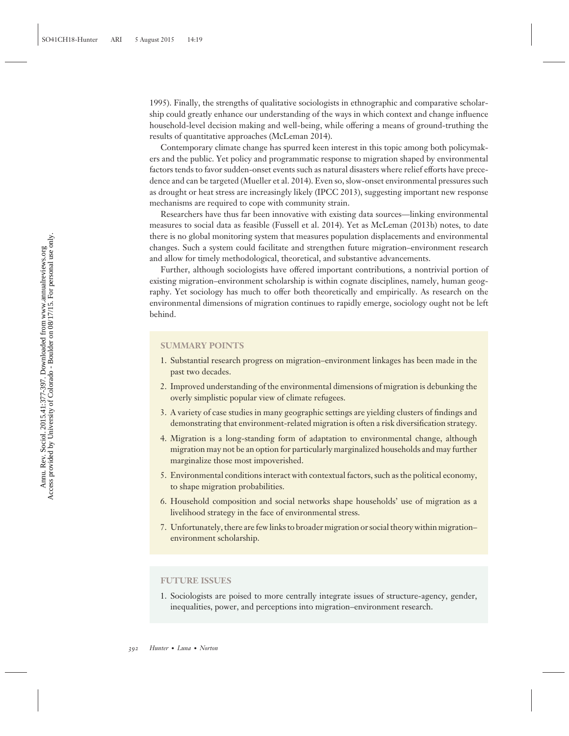1995). Finally, the strengths of qualitative sociologists in ethnographic and comparative scholarship could greatly enhance our understanding of the ways in which context and change influence household-level decision making and well-being, while offering a means of ground-truthing the results of quantitative approaches (McLeman 2014).

Contemporary climate change has spurred keen interest in this topic among both policymakers and the public. Yet policy and programmatic response to migration shaped by environmental factors tends to favor sudden-onset events such as natural disasters where relief efforts have precedence and can be targeted (Mueller et al. 2014). Even so, slow-onset environmental pressures such as drought or heat stress are increasingly likely (IPCC 2013), suggesting important new response mechanisms are required to cope with community strain.

Researchers have thus far been innovative with existing data sources—linking environmental measures to social data as feasible (Fussell et al. 2014). Yet as McLeman (2013b) notes, to date there is no global monitoring system that measures population displacements and environmental changes. Such a system could facilitate and strengthen future migration–environment research and allow for timely methodological, theoretical, and substantive advancements.

Further, although sociologists have offered important contributions, a nontrivial portion of existing migration–environment scholarship is within cognate disciplines, namely, human geography. Yet sociology has much to offer both theoretically and empirically. As research on the environmental dimensions of migration continues to rapidly emerge, sociology ought not be left behind.

## SUMMARY POINTS

1. Substantial research progress on migration–environment linkages has been made in the past two decades.
2. Improved understanding of the environmental dimensions of migration is debunking the overly simplistic popular view of climate refugees.
3. A variety of case studies in many geographic settings are yielding clusters of findings and demonstrating that environment-related migration is often a risk diversification strategy.
4. Migration is a long-standing form of adaptation to environmental change, although migration may not be an option for particularly marginalized households and may further marginalize those most impoverished.
5. Environmental conditions interact with contextual factors, such as the political economy, to shape migration probabilities.
6. Household composition and social networks shape households' use of migration as a livelihood strategy in the face of environmental stress.
7. Unfortunately, there are few links to broader migration or social theory within migration–environment scholarship.

## FUTURE ISSUES

1. Sociologists are poised to more centrally integrate issues of structure-agency, gender, inequalities, power, and perceptions into migration–environment research.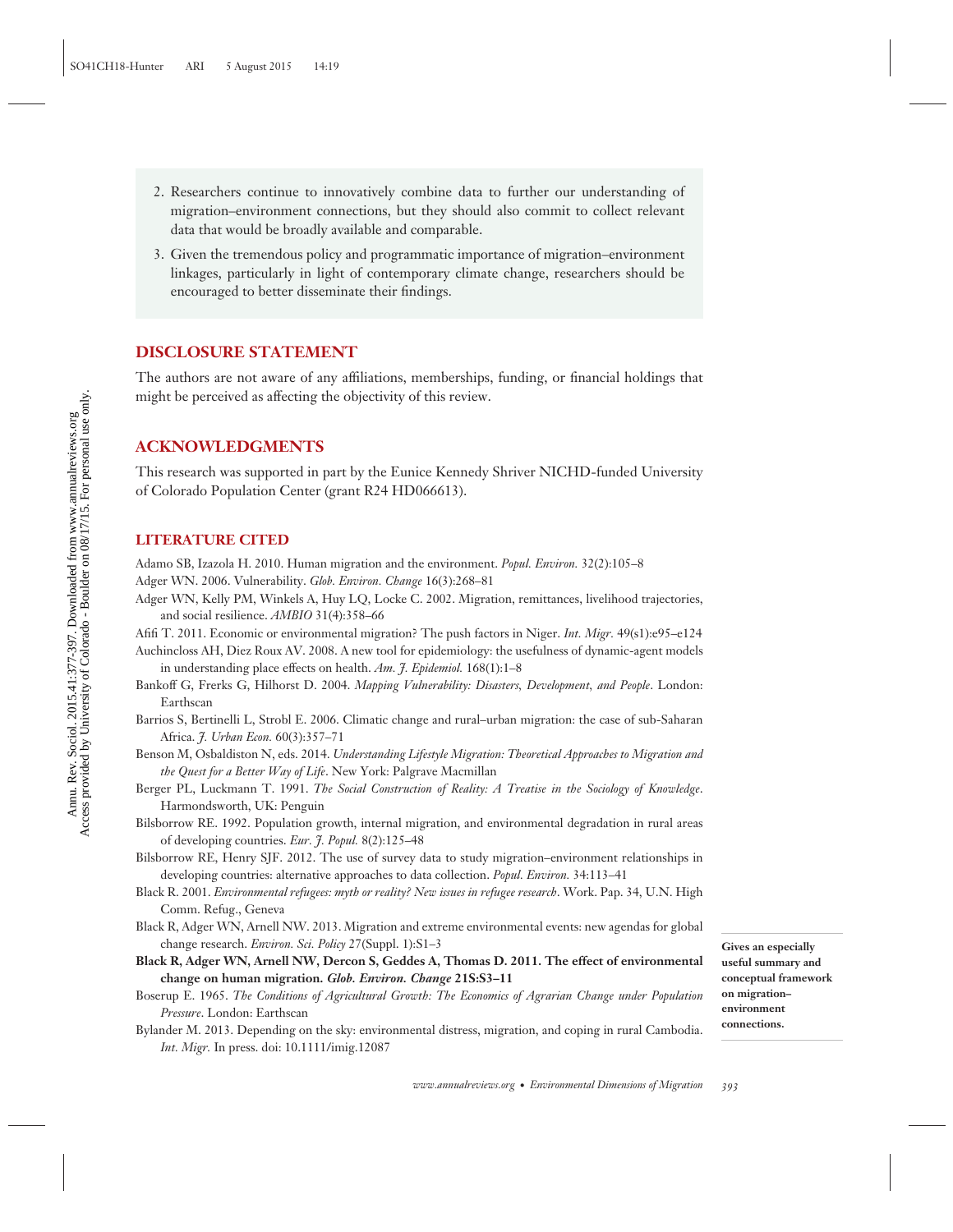2. Researchers continue to innovatively combine data to further our understanding of migration–environment connections, but they should also commit to collect relevant data that would be broadly available and comparable.
3. Given the tremendous policy and programmatic importance of migration–environment linkages, particularly in light of contemporary climate change, researchers should be encouraged to better disseminate their findings.

## DISCLOSURE STATEMENT

The authors are not aware of any affiliations, memberships, funding, or financial holdings that might be perceived as affecting the objectivity of this review.

## ACKNOWLEDGMENTS

This research was supported in part by the Eunice Kennedy Shriver NICHD-funded University of Colorado Population Center (grant R24 HD066613).

### LITERATURE CITED

Adamo SB, Izazola H. 2010. Human migration and the environment. *Popul. Environ.* 32(2):105–8

Adger WN. 2006. Vulnerability. *Glob. Environ. Change* 16(3):268–81

Adger WN, Kelly PM, Winkels A, Huy LQ, Locke C. 2002. Migration, remittances, livelihood trajectories, and social resilience. *AMBIO* 31(4):358–66

Afifi T. 2011. Economic or environmental migration? The push factors in Niger. *Int. Migr.* 49(s1):e95–e124

Auchincloss AH, Diez Roux AV. 2008. A new tool for epidemiology: the usefulness of dynamic-agent models in understanding place effects on health. *Am. J. Epidemiol.* 168(1):1–8

Bankoff G, Frerks G, Hilhorst D. 2004. *Mapping Vulnerability: Disasters, Development, and People*. London: Earthscan

Barrios S, Bertinelli L, Strobl E. 2006. Climatic change and rural–urban migration: the case of sub-Saharan Africa. *J. Urban Econ.* 60(3):357–71

Benson M, Osbaldiston N, eds. 2014. *Understanding Lifestyle Migration: Theoretical Approaches to Migration and the Quest for a Better Way of Life*. New York: Palgrave Macmillan

Berger PL, Luckmann T. 1991. *The Social Construction of Reality: A Treatise in the Sociology of Knowledge*. Harmondsworth, UK: Penguin

Bilsborrow RE. 1992. Population growth, internal migration, and environmental degradation in rural areas of developing countries. *Eur. J. Popul.* 8(2):125–48

Bilsborrow RE, Henry SJF. 2012. The use of survey data to study migration–environment relationships in developing countries: alternative approaches to data collection. *Popul. Environ.* 34:113–41

Black R. 2001. *Environmental refugees: myth or reality? New issues in refugee research*. Work. Pap. 34, U.N. High Comm. Refug., Geneva

Black R, Adger WN, Arnell NW. 2013. Migration and extreme environmental events: new agendas for global change research. *Environ. Sci. Policy* 27(Suppl. 1):S1–3

**Black R, Adger WN, Arnell NW, Dercon S, Geddes A, Thomas D. 2011. The effect of environmental change on human migration. *Glob. Environ. Change* 21S:S3–11**

**Gives an especially useful summary and conceptual framework on migration–environment connections.**

Boserup E. 1965. *The Conditions of Agricultural Growth: The Economics of Agrarian Change under Population Pressure*. London: Earthscan

Bylander M. 2013. Depending on the sky: environmental distress, migration, and coping in rural Cambodia. *Int. Migr.* In press. doi: 10.1111/imig.12087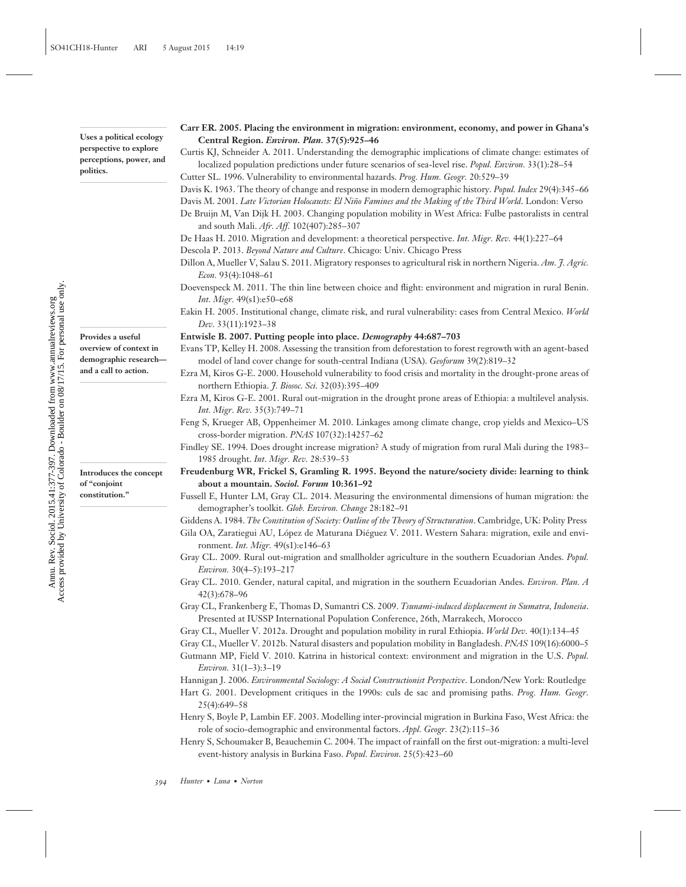**Carr ER. 2005. Placing the environment in migration: environment, economy, and power in Ghana's Central Region. *Environ. Plan.* 37(5):925–46**

Uses a political ecology perspective to explore perceptions, power, and politics.

Curtis KJ, Schneider A. 2011. Understanding the demographic implications of climate change: estimates of localized population predictions under future scenarios of sea-level rise. *Popul. Environ.* 33(1):28–54

Cutter SL. 1996. Vulnerability to environmental hazards. *Prog. Hum. Geogr.* 20:529–39

Davis K. 1963. The theory of change and response in modern demographic history. *Popul. Index* 29(4):345–66

Davis M. 2001. *Late Victorian Holocausts: El Niño Famines and the Making of the Third World*. London: Verso

De Bruijn M, Van Dijk H. 2003. Changing population mobility in West Africa: Fulbe pastoralists in central and south Mali. *Afr. Aff.* 102(407):285–307

De Haas H. 2010. Migration and development: a theoretical perspective. *Int. Migr. Rev.* 44(1):227–64

Descola P. 2013. *Beyond Nature and Culture*. Chicago: Univ. Chicago Press

Dillon A, Mueller V, Salau S. 2011. Migratory responses to agricultural risk in northern Nigeria. *Am. J. Agric. Econ.* 93(4):1048–61

Doevenspeck M. 2011. The thin line between choice and flight: environment and migration in rural Benin. *Int. Migr.* 49(s1):e50–e68

Eakin H. 2005. Institutional change, climate risk, and rural vulnerability: cases from Central Mexico. *World Dev.* 33(11):1923–38

**Entwisle B. 2007. Putting people into place. *Demography* 44:687–703**

Provides a useful overview of context in demographic research—and a call to action.

Evans TP, Kelley H. 2008. Assessing the transition from deforestation to forest regrowth with an agent-based model of land cover change for south-central Indiana (USA). *Geoforum* 39(2):819–32

Ezra M, Kiros G-E. 2000. Household vulnerability to food crisis and mortality in the drought-prone areas of northern Ethiopia. *J. Biosoc. Sci.* 32(03):395–409

Ezra M, Kiros G-E. 2001. Rural out-migration in the drought prone areas of Ethiopia: a multilevel analysis. *Int. Migr. Rev.* 35(3):749–71

Feng S, Krueger AB, Oppenheimer M. 2010. Linkages among climate change, crop yields and Mexico–US cross-border migration. *PNAS* 107(32):14257–62

Findley SE. 1994. Does drought increase migration? A study of migration from rural Mali during the 1983–1985 drought. *Int. Migr. Rev.* 28:539–53

**Freudenburg WR, Frickel S, Gramling R. 1995. Beyond the nature/society divide: learning to think about a mountain. *Sociol. Forum* 10:361–92**

Introduces the concept of "conjoint constitution."

Fussell E, Hunter LM, Gray CL. 2014. Measuring the environmental dimensions of human migration: the demographer's toolkit. *Glob. Environ. Change* 28:182–91

Giddens A. 1984. *The Constitution of Society: Outline of the Theory of Structuration*. Cambridge, UK: Polity Press

Gila OA, Zaratiegui AU, López de Maturana Diéguez V. 2011. Western Sahara: migration, exile and environment. *Int. Migr.* 49(s1):e146–63

Gray CL. 2009. Rural out-migration and smallholder agriculture in the southern Ecuadorian Andes. *Popul. Environ.* 30(4–5):193–217

Gray CL. 2010. Gender, natural capital, and migration in the southern Ecuadorian Andes. *Environ. Plan. A* 42(3):678–96

Gray CL, Frankenberg E, Thomas D, Sumantri CS. 2009. *Tsunami-induced displacement in Sumatra, Indonesia*. Presented at IUSSP International Population Conference, 26th, Marrakech, Morocco

Gray CL, Mueller V. 2012a. Drought and population mobility in rural Ethiopia. *World Dev.* 40(1):134–45

Gray CL, Mueller V. 2012b. Natural disasters and population mobility in Bangladesh. *PNAS* 109(16):6000–5

Gutmann MP, Field V. 2010. Katrina in historical context: environment and migration in the U.S. *Popul. Environ.* 31(1–3):3–19

Hannigan J. 2006. *Environmental Sociology: A Social Constructionist Perspective*. London/New York: Routledge

Hart G. 2001. Development critiques in the 1990s: culs de sac and promising paths. *Prog. Hum. Geogr.* 25(4):649–58

Henry S, Boyle P, Lambin EF. 2003. Modelling inter-provincial migration in Burkina Faso, West Africa: the role of socio-demographic and environmental factors. *Appl. Geogr.* 23(2):115–36

Henry S, Schoumaker B, Beauchemin C. 2004. The impact of rainfall on the first out-migration: a multi-level event-history analysis in Burkina Faso. *Popul. Environ.* 25(5):423–60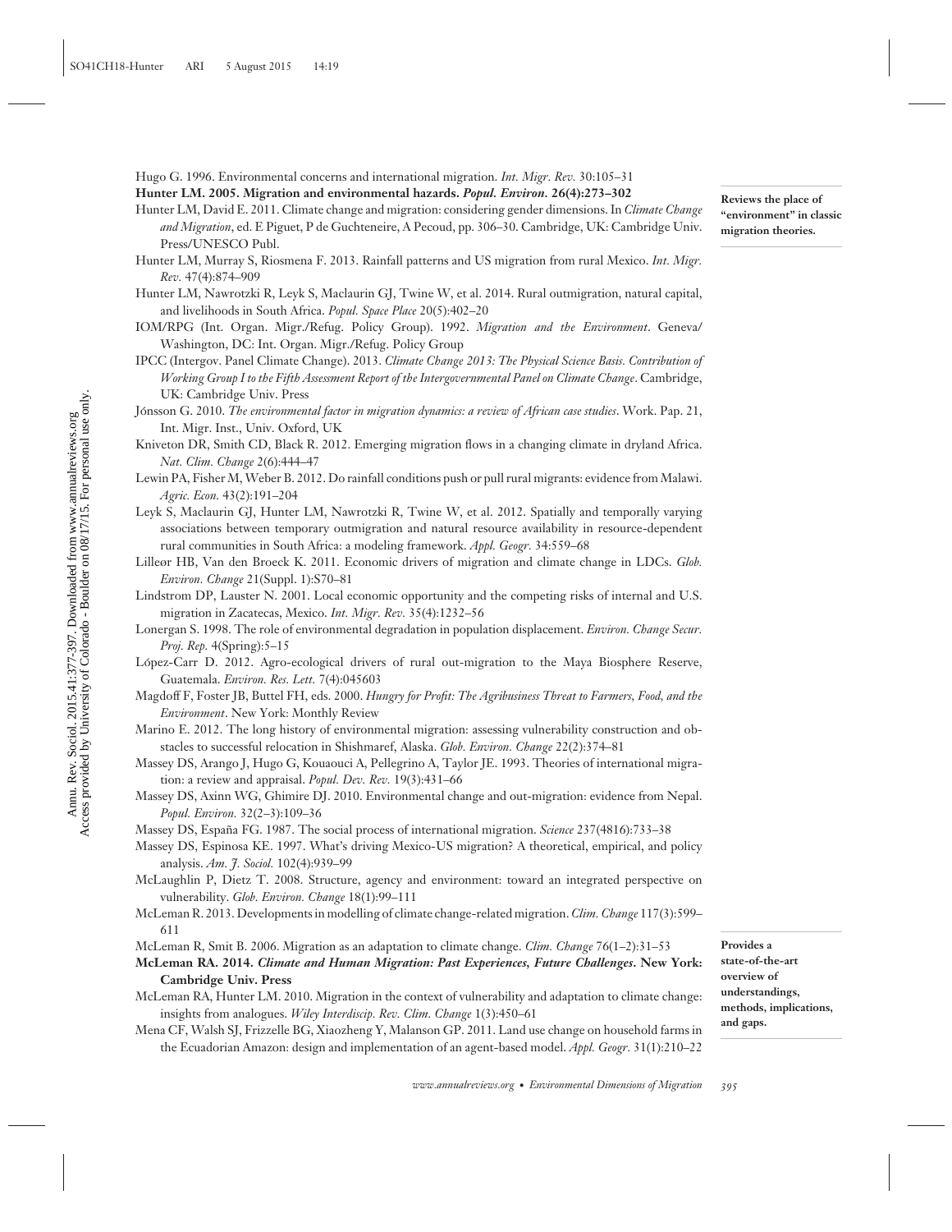Hugo G. 1996. Environmental concerns and international migration. *Int. Migr. Rev.* 30:105–31

**Hunter LM. 2005. Migration and environmental hazards. *Popul. Environ.* 26(4):273–302**

Reviews the place of "environment" in classic migration theories.

Hunter LM, David E. 2011. Climate change and migration: considering gender dimensions. In *Climate Change and Migration*, ed. E Piguet, P de Guchteneire, A Pecoud, pp. 306–30. Cambridge, UK: Cambridge Univ. Press/UNESCO Publ.

Hunter LM, Murray S, Riosmena F. 2013. Rainfall patterns and US migration from rural Mexico. *Int. Migr. Rev.* 47(4):874–909

Hunter LM, Nawrotzki R, Leyk S, Maclaurin GJ, Twine W, et al. 2014. Rural outmigration, natural capital, and livelihoods in South Africa. *Popul. Space Place* 20(5):402–20

IOM/RPG (Int. Organ. Migr./Refug. Policy Group). 1992. *Migration and the Environment*. Geneva/Washington, DC: Int. Organ. Migr./Refug. Policy Group

IPCC (Intergov. Panel Climate Change). 2013. *Climate Change 2013: The Physical Science Basis. Contribution of Working Group I to the Fifth Assessment Report of the Intergovernmental Panel on Climate Change*. Cambridge, UK: Cambridge Univ. Press

Jónsson G. 2010. *The environmental factor in migration dynamics: a review of African case studies*. Work. Pap. 21, Int. Migr. Inst., Univ. Oxford, UK

Kniveton DR, Smith CD, Black R. 2012. Emerging migration flows in a changing climate in dryland Africa. *Nat. Clim. Change* 2(6):444–47

Lewin PA, Fisher M, Weber B. 2012. Do rainfall conditions push or pull rural migrants: evidence from Malawi. *Agric. Econ.* 43(2):191–204

Leyk S, Maclaurin GJ, Hunter LM, Nawrotzki R, Twine W, et al. 2012. Spatially and temporally varying associations between temporary outmigration and natural resource availability in resource-dependent rural communities in South Africa: a modeling framework. *Appl. Geogr.* 34:559–68

Lilleør HB, Van den Broeck K. 2011. Economic drivers of migration and climate change in LDCs. *Glob. Environ. Change* 21(Suppl. 1):S70–81

Lindstrom DP, Lauster N. 2001. Local economic opportunity and the competing risks of internal and U.S. migration in Zacatecas, Mexico. *Int. Migr. Rev.* 35(4):1232–56

Lonergan S. 1998. The role of environmental degradation in population displacement. *Environ. Change Secur. Proj. Rep.* 4(Spring):5–15

López-Carr D. 2012. Agro-ecological drivers of rural out-migration to the Maya Biosphere Reserve, Guatemala. *Environ. Res. Lett.* 7(4):045603

Magdoff F, Foster JB, Buttel FH, eds. 2000. *Hungry for Profit: The Agribusiness Threat to Farmers, Food, and the Environment*. New York: Monthly Review

Marino E. 2012. The long history of environmental migration: assessing vulnerability construction and obstacles to successful relocation in Shishmaref, Alaska. *Glob. Environ. Change* 22(2):374–81

Massey DS, Arango J, Hugo G, Kouaouci A, Pellegrino A, Taylor JE. 1993. Theories of international migration: a review and appraisal. *Popul. Dev. Rev.* 19(3):431–66

Massey DS, Axinn WG, Ghimire DJ. 2010. Environmental change and out-migration: evidence from Nepal. *Popul. Environ.* 32(2–3):109–36

Massey DS, España FG. 1987. The social process of international migration. *Science* 237(4816):733–38

Massey DS, Espinosa KE. 1997. What's driving Mexico-US migration? A theoretical, empirical, and policy analysis. *Am. J. Sociol.* 102(4):939–99

McLaughlin P, Dietz T. 2008. Structure, agency and environment: toward an integrated perspective on vulnerability. *Glob. Environ. Change* 18(1):99–111

McLeman R. 2013. Developments in modelling of climate change-related migration. *Clim. Change* 117(3):599–611

McLeman R, Smit B. 2006. Migration as an adaptation to climate change. *Clim. Change* 76(1–2):31–53

**McLeman RA. 2014. *Climate and Human Migration: Past Experiences, Future Challenges*. New York: Cambridge Univ. Press**

Provides a state-of-the-art overview of understandings, methods, implications, and gaps.

McLeman RA, Hunter LM. 2010. Migration in the context of vulnerability and adaptation to climate change: insights from analogues. *Wiley Interdiscip. Rev. Clim. Change* 1(3):450–61

Mena CF, Walsh SJ, Frizzelle BG, Xiaozheng Y, Malanson GP. 2011. Land use change on household farms in the Ecuadorian Amazon: design and implementation of an agent-based model. *Appl. Geogr.* 31(1):210–22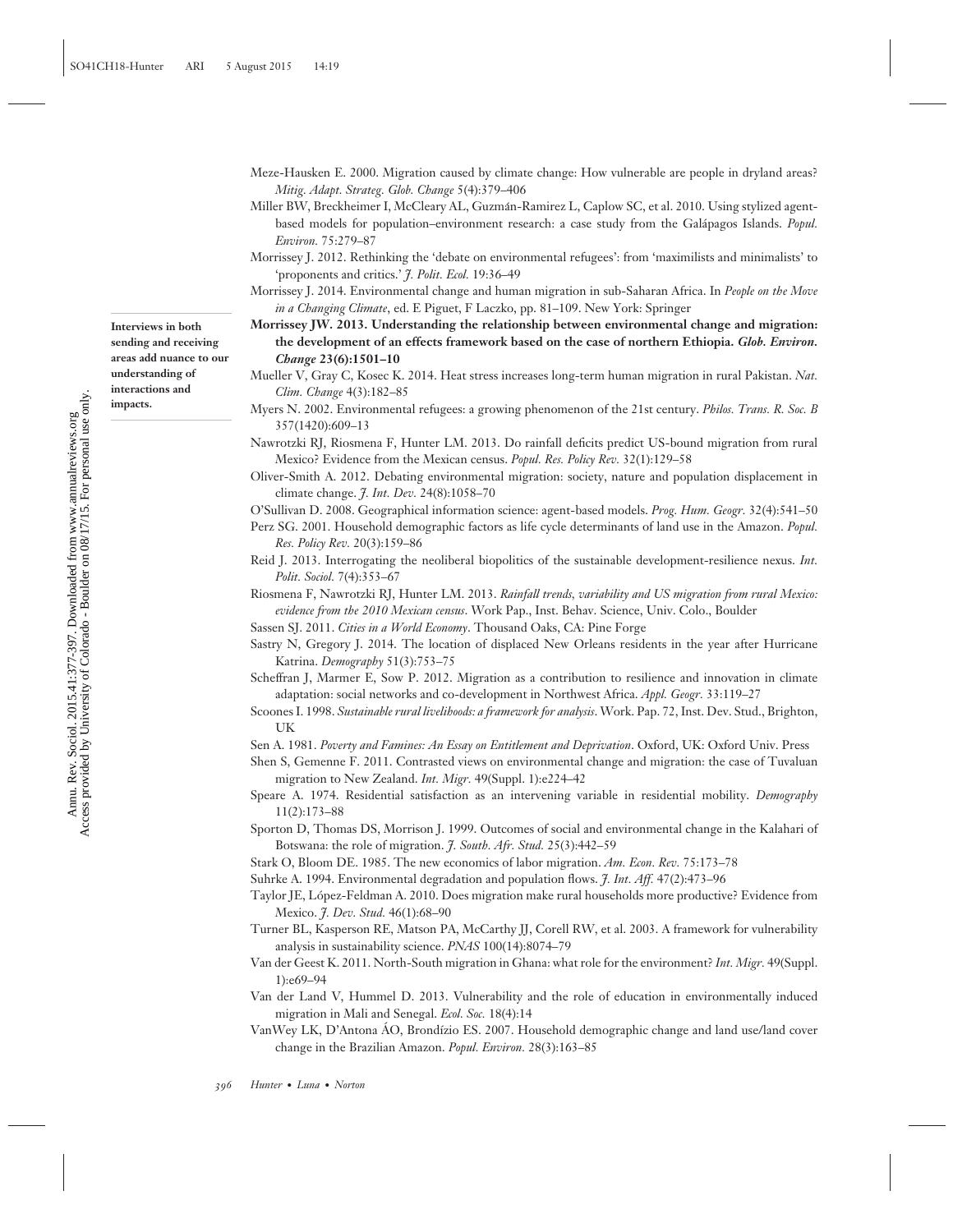Meze-Hausken E. 2000. Migration caused by climate change: How vulnerable are people in dryland areas? *Mitig. Adapt. Strateg. Glob. Change* 5(4):379–406

Miller BW, Breckheimer I, McCleary AL, Guzmán-Ramirez L, Caplow SC, et al. 2010. Using stylized agent-based models for population–environment research: a case study from the Galápagos Islands. *Popul. Environ.* 75:279–87

Morrissey J. 2012. Rethinking the 'debate on environmental refugees': from 'maximilists and minimalists' to 'proponents and critics.' *J. Polit. Ecol.* 19:36–49

Morrissey J. 2014. Environmental change and human migration in sub-Saharan Africa. In *People on the Move in a Changing Climate*, ed. E Piguet, F Laczko, pp. 81–109. New York: Springer

**Morrissey JW. 2013. Understanding the relationship between environmental change and migration: the development of an effects framework based on the case of northern Ethiopia. *Glob. Environ. Change* 23(6):1501–10**

Interviews in both sending and receiving areas add nuance to our understanding of interactions and impacts.

Mueller V, Gray C, Kosec K. 2014. Heat stress increases long-term human migration in rural Pakistan. *Nat. Clim. Change* 4(3):182–85

Myers N. 2002. Environmental refugees: a growing phenomenon of the 21st century. *Philos. Trans. R. Soc. B* 357(1420):609–13

Nawrotzki RJ, Riosmena F, Hunter LM. 2013. Do rainfall deficits predict US-bound migration from rural Mexico? Evidence from the Mexican census. *Popul. Res. Policy Rev.* 32(1):129–58

Oliver-Smith A. 2012. Debating environmental migration: society, nature and population displacement in climate change. *J. Int. Dev.* 24(8):1058–70

O'Sullivan D. 2008. Geographical information science: agent-based models. *Prog. Hum. Geogr.* 32(4):541–50

Perz SG. 2001. Household demographic factors as life cycle determinants of land use in the Amazon. *Popul. Res. Policy Rev.* 20(3):159–86

Reid J. 2013. Interrogating the neoliberal biopolitics of the sustainable development-resilience nexus. *Int. Polit. Sociol.* 7(4):353–67

Riosmena F, Nawrotzki RJ, Hunter LM. 2013. *Rainfall trends, variability and US migration from rural Mexico: evidence from the 2010 Mexican census*. Work Pap., Inst. Behav. Science, Univ. Colo., Boulder

Sassen SJ. 2011. *Cities in a World Economy*. Thousand Oaks, CA: Pine Forge

Sastry N, Gregory J. 2014. The location of displaced New Orleans residents in the year after Hurricane Katrina. *Demography* 51(3):753–75

Scheffran J, Marmer E, Sow P. 2012. Migration as a contribution to resilience and innovation in climate adaptation: social networks and co-development in Northwest Africa. *Appl. Geogr.* 33:119–27

Scoones I. 1998. *Sustainable rural livelihoods: a framework for analysis*. Work. Pap. 72, Inst. Dev. Stud., Brighton, UK

Sen A. 1981. *Poverty and Famines: An Essay on Entitlement and Deprivation*. Oxford, UK: Oxford Univ. Press

Shen S, Gemenne F. 2011. Contrasted views on environmental change and migration: the case of Tuvaluan migration to New Zealand. *Int. Migr.* 49(Suppl. 1):e224–42

Speare A. 1974. Residential satisfaction as an intervening variable in residential mobility. *Demography* 11(2):173–88

Sporton D, Thomas DS, Morrison J. 1999. Outcomes of social and environmental change in the Kalahari of Botswana: the role of migration. *J. South. Afr. Stud.* 25(3):442–59

Stark O, Bloom DE. 1985. The new economics of labor migration. *Am. Econ. Rev.* 75:173–78

Suhrke A. 1994. Environmental degradation and population flows. *J. Int. Aff.* 47(2):473–96

Taylor JE, López-Feldman A. 2010. Does migration make rural households more productive? Evidence from Mexico. *J. Dev. Stud.* 46(1):68–90

Turner BL, Kasperson RE, Matson PA, McCarthy JJ, Corell RW, et al. 2003. A framework for vulnerability analysis in sustainability science. *PNAS* 100(14):8074–79

Van der Geest K. 2011. North-South migration in Ghana: what role for the environment? *Int. Migr.* 49(Suppl. 1):e69–94

Van der Land V, Hummel D. 2013. Vulnerability and the role of education in environmentally induced migration in Mali and Senegal. *Ecol. Soc.* 18(4):14

VanWey LK, D'Antona ÁO, Brondízio ES. 2007. Household demographic change and land use/land cover change in the Brazilian Amazon. *Popul. Environ.* 28(3):163–85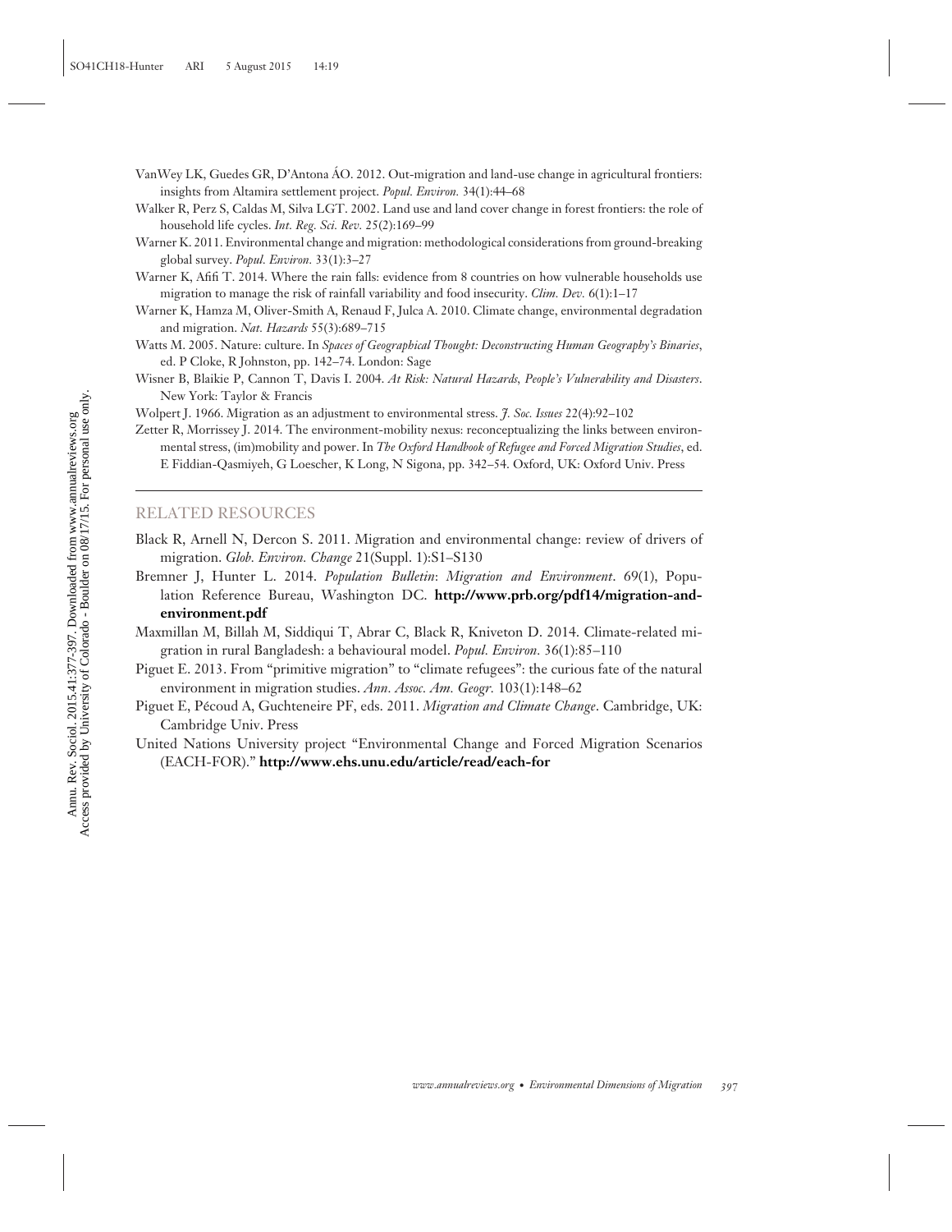VanWey LK, Guedes GR, D'Antona ÁO. 2012. Out-migration and land-use change in agricultural frontiers: insights from Altamira settlement project. *Popul. Environ.* 34(1):44–68

Walker R, Perz S, Caldas M, Silva LGT. 2002. Land use and land cover change in forest frontiers: the role of household life cycles. *Int. Reg. Sci. Rev.* 25(2):169–99

Warner K. 2011. Environmental change and migration: methodological considerations from ground-breaking global survey. *Popul. Environ.* 33(1):3–27

Warner K, Afifi T. 2014. Where the rain falls: evidence from 8 countries on how vulnerable households use migration to manage the risk of rainfall variability and food insecurity. *Clim. Dev.* 6(1):1–17

Warner K, Hamza M, Oliver-Smith A, Renaud F, Julca A. 2010. Climate change, environmental degradation and migration. *Nat. Hazards* 55(3):689–715

Watts M. 2005. Nature: culture. In *Spaces of Geographical Thought: Deconstructing Human Geography's Binaries*, ed. P Cloke, R Johnston, pp. 142–74. London: Sage

Wisner B, Blaikie P, Cannon T, Davis I. 2004. *At Risk: Natural Hazards, People's Vulnerability and Disasters*. New York: Taylor & Francis

Wolpert J. 1966. Migration as an adjustment to environmental stress. *J. Soc. Issues* 22(4):92–102

Zetter R, Morrissey J. 2014. The environment-mobility nexus: reconceptualizing the links between environmental stress, (im)mobility and power. In *The Oxford Handbook of Refugee and Forced Migration Studies*, ed. E Fiddian-Qasmiyeh, G Loescher, K Long, N Sigona, pp. 342–54. Oxford, UK: Oxford Univ. Press

## RELATED RESOURCES

Black R, Arnell N, Dercon S. 2011. Migration and environmental change: review of drivers of migration. *Glob. Environ. Change* 21(Suppl. 1):S1–S130

Bremner J, Hunter L. 2014. *Population Bulletin*: *Migration and Environment*. 69(1), Population Reference Bureau, Washington DC. **http://www.prb.org/pdf14/migration-and-environment.pdf**

Maxmillan M, Billah M, Siddiqui T, Abrar C, Black R, Kniveton D. 2014. Climate-related migration in rural Bangladesh: a behavioural model. *Popul. Environ.* 36(1):85–110

Piguet E. 2013. From "primitive migration" to "climate refugees": the curious fate of the natural environment in migration studies. *Ann. Assoc. Am. Geogr.* 103(1):148–62

Piguet E, Pécoud A, Guchteneire PF, eds. 2011. *Migration and Climate Change*. Cambridge, UK: Cambridge Univ. Press

United Nations University project "Environmental Change and Forced Migration Scenarios (EACH-FOR)." **http://www.ehs.unu.edu/article/read/each-for**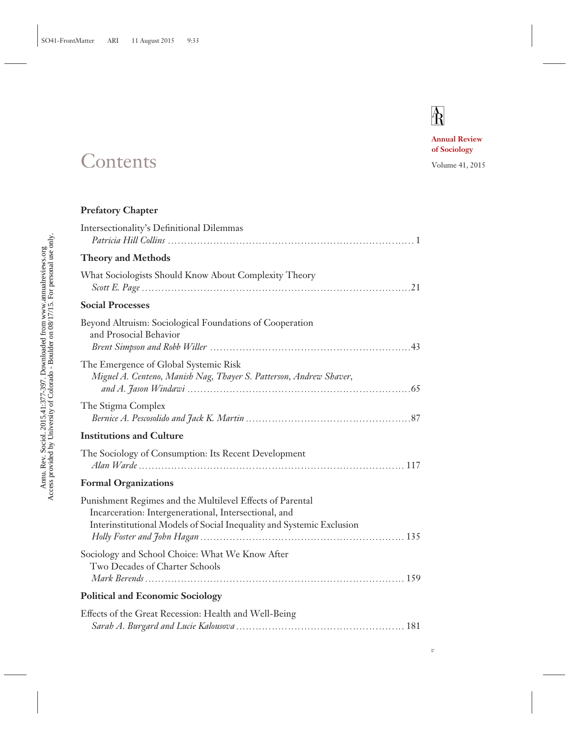Annual Review of Sociology

Volume 41, 2015

# Contents

## Prefatory Chapter

Intersectionality's Definitional Dilemmas
*Patricia Hill Collins* ........ 1

## Theory and Methods

What Sociologists Should Know About Complexity Theory
*Scott E. Page* ........ 21

## Social Processes

Beyond Altruism: Sociological Foundations of Cooperation and Prosocial Behavior
*Brent Simpson and Robb Willer* ........ 43

The Emergence of Global Systemic Risk
*Miguel A. Centeno, Manish Nag, Thayer S. Patterson, Andrew Shaver, and A. Jason Windawi* ........ 65

The Stigma Complex
*Bernice A. Pescosolido and Jack K. Martin* ........ 87

## Institutions and Culture

The Sociology of Consumption: Its Recent Development
*Alan Warde* ........ 117

## Formal Organizations

Punishment Regimes and the Multilevel Effects of Parental Incarceration: Intergenerational, Intersectional, and Interinstitutional Models of Social Inequality and Systemic Exclusion
*Holly Foster and John Hagan* ........ 135

Sociology and School Choice: What We Know After Two Decades of Charter Schools
*Mark Berends* ........ 159

## Political and Economic Sociology

Effects of the Great Recession: Health and Well-Being
*Sarah A. Burgard and Lucie Kalousova* ........ 181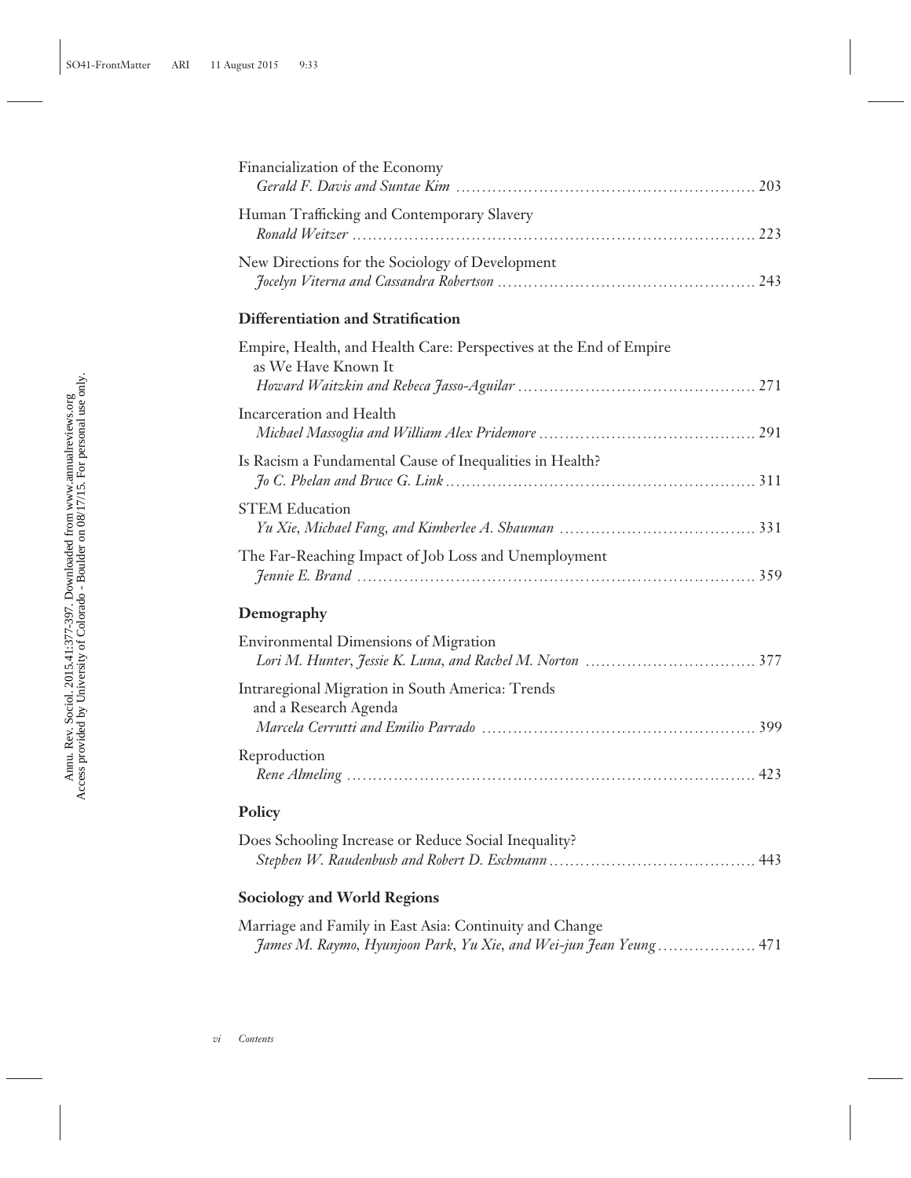Financialization of the Economy
*Gerald F. Davis and Suntae Kim* ........................................................ 203

Human Trafficking and Contemporary Slavery
*Ronald Weitzer* ........................................................................ 223

New Directions for the Sociology of Development
*Jocelyn Viterna and Cassandra Robertson* ............................................... 243

## Differentiation and Stratification

Empire, Health, and Health Care: Perspectives at the End of Empire as We Have Known It
*Howard Waitzkin and Rebeca Jasso-Aguilar* .............................................. 271

Incarceration and Health
*Michael Massoglia and William Alex Pridemore* .......................................... 291

Is Racism a Fundamental Cause of Inequalities in Health?
*Jo C. Phelan and Bruce G. Link* ........................................................ 311

STEM Education
*Yu Xie, Michael Fang, and Kimberlee A. Shauman* ........................................ 331

The Far-Reaching Impact of Job Loss and Unemployment
*Jennie E. Brand* ....................................................................... 359

## Demography

Environmental Dimensions of Migration
*Lori M. Hunter, Jessie K. Luna, and Rachel M. Norton* .................................. 377

Intraregional Migration in South America: Trends and a Research Agenda
*Marcela Cerrutti and Emilio Parrado* ................................................... 399

Reproduction
*Rene Almeling* ......................................................................... 423

## Policy

Does Schooling Increase or Reduce Social Inequality?
*Stephen W. Raudenbush and Robert D. Eschmann* ........................................... 443

## Sociology and World Regions

Marriage and Family in East Asia: Continuity and Change
*James M. Raymo, Hyunjoon Park, Yu Xie, and Wei-jun Jean Yeung* .......................... 471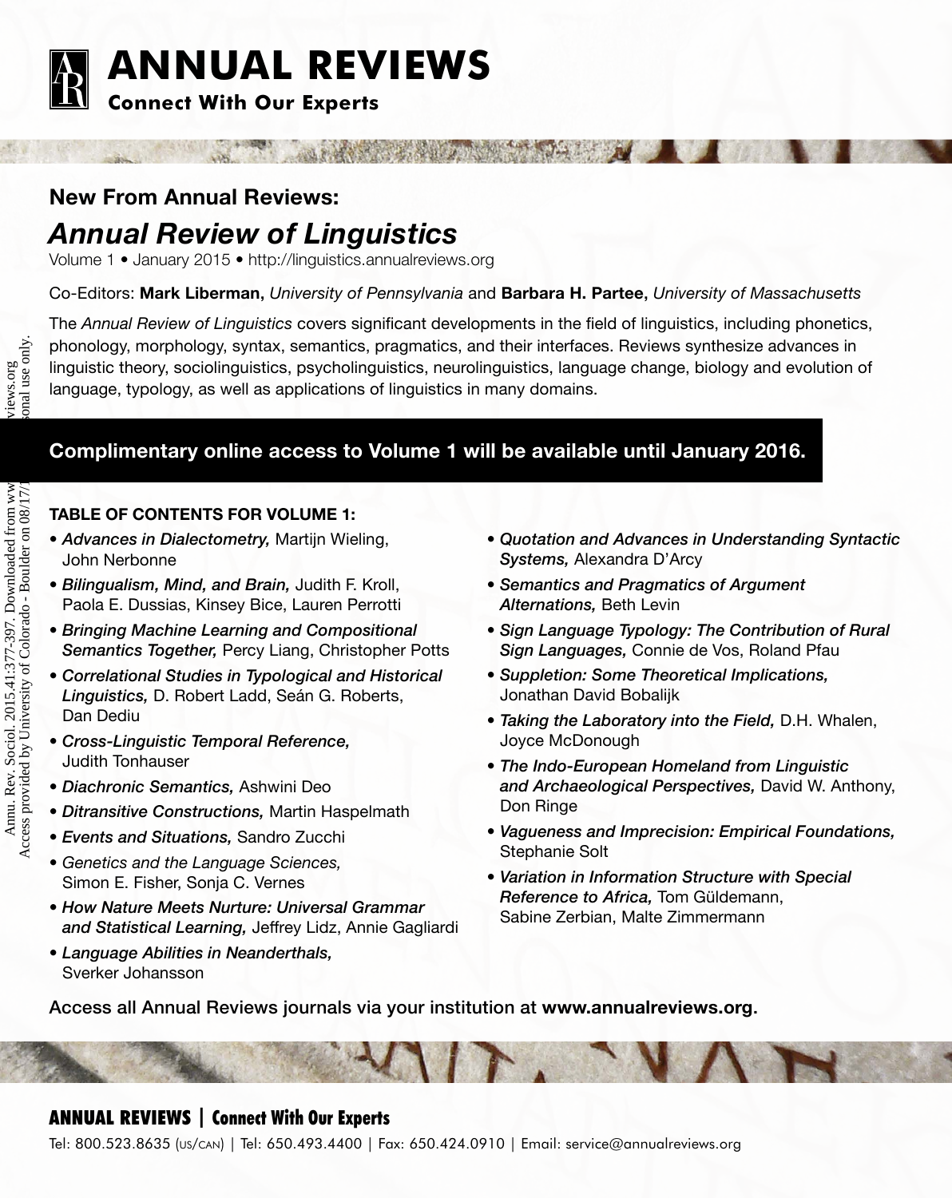# ANNUAL REVIEWS

**Connect With Our Experts**

**New From Annual Reviews:**

## *Annual Review of Linguistics*

Volume 1 • January 2015 • http://linguistics.annualreviews.org

Co-Editors: **Mark Liberman,** *University of Pennsylvania* and **Barbara H. Partee,** *University of Massachusetts*

The *Annual Review of Linguistics* covers significant developments in the field of linguistics, including phonetics, phonology, morphology, syntax, semantics, pragmatics, and their interfaces. Reviews synthesize advances in linguistic theory, sociolinguistics, psycholinguistics, neurolinguistics, language change, biology and evolution of language, typology, as well as applications of linguistics in many domains.

**Complimentary online access to Volume 1 will be available until January 2016.**

**TABLE OF CONTENTS FOR VOLUME 1:**

- ***Advances in Dialectometry,*** Martijn Wieling, John Nerbonne
- ***Bilingualism, Mind, and Brain,*** Judith F. Kroll, Paola E. Dussias, Kinsey Bice, Lauren Perrotti
- ***Bringing Machine Learning and Compositional Semantics Together,*** Percy Liang, Christopher Potts
- ***Correlational Studies in Typological and Historical Linguistics,*** D. Robert Ladd, Seán G. Roberts, Dan Dediu
- ***Cross-Linguistic Temporal Reference,*** Judith Tonhauser
- ***Diachronic Semantics,*** Ashwini Deo
- ***Ditransitive Constructions,*** Martin Haspelmath
- ***Events and Situations,*** Sandro Zucchi
- *Genetics and the Language Sciences,* Simon E. Fisher, Sonja C. Vernes
- ***How Nature Meets Nurture: Universal Grammar and Statistical Learning,*** Jeffrey Lidz, Annie Gagliardi
- ***Language Abilities in Neanderthals,*** Sverker Johansson
- ***Quotation and Advances in Understanding Syntactic Systems,*** Alexandra D'Arcy
- ***Semantics and Pragmatics of Argument Alternations,*** Beth Levin
- ***Sign Language Typology: The Contribution of Rural Sign Languages,*** Connie de Vos, Roland Pfau
- ***Suppletion: Some Theoretical Implications,*** Jonathan David Bobalijk
- ***Taking the Laboratory into the Field,*** D.H. Whalen, Joyce McDonough
- ***The Indo-European Homeland from Linguistic and Archaeological Perspectives,*** David W. Anthony, Don Ringe
- ***Vagueness and Imprecision: Empirical Foundations,*** Stephanie Solt
- ***Variation in Information Structure with Special Reference to Africa,*** Tom Güldemann, Sabine Zerbian, Malte Zimmermann

Access all Annual Reviews journals via your institution at **www.annualreviews.org.**

**ANNUAL REVIEWS | Connect With Our Experts**

Tel: 800.523.8635 (US/CAN) | Tel: 650.493.4400 | Fax: 650.424.0910 | Email: service@annualreviews.org